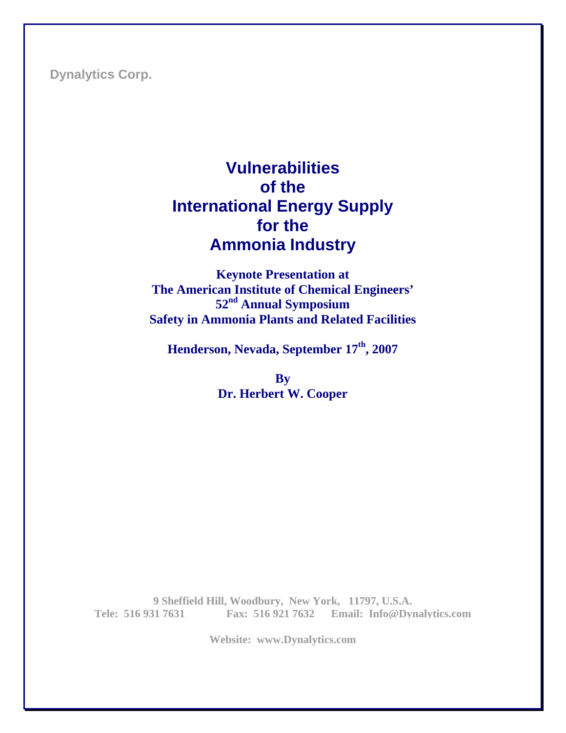Dynalytics Corp.

# Vulnerabilities of the International Energy Supply for the Ammonia Industry

**Keynote Presentation at**
**The American Institute of Chemical Engineers'**
**52nd Annual Symposium**
**Safety in Ammonia Plants and Related Facilities**

**Henderson, Nevada, September 17th, 2007**

**By**
**Dr. Herbert W. Cooper**

**9 Sheffield Hill, Woodbury, New York, 11797, U.S.A.**
**Tele: 516 931 7631 Fax: 516 921 7632 Email: Info@Dynalytics.com**

**Website: www.Dynalytics.com**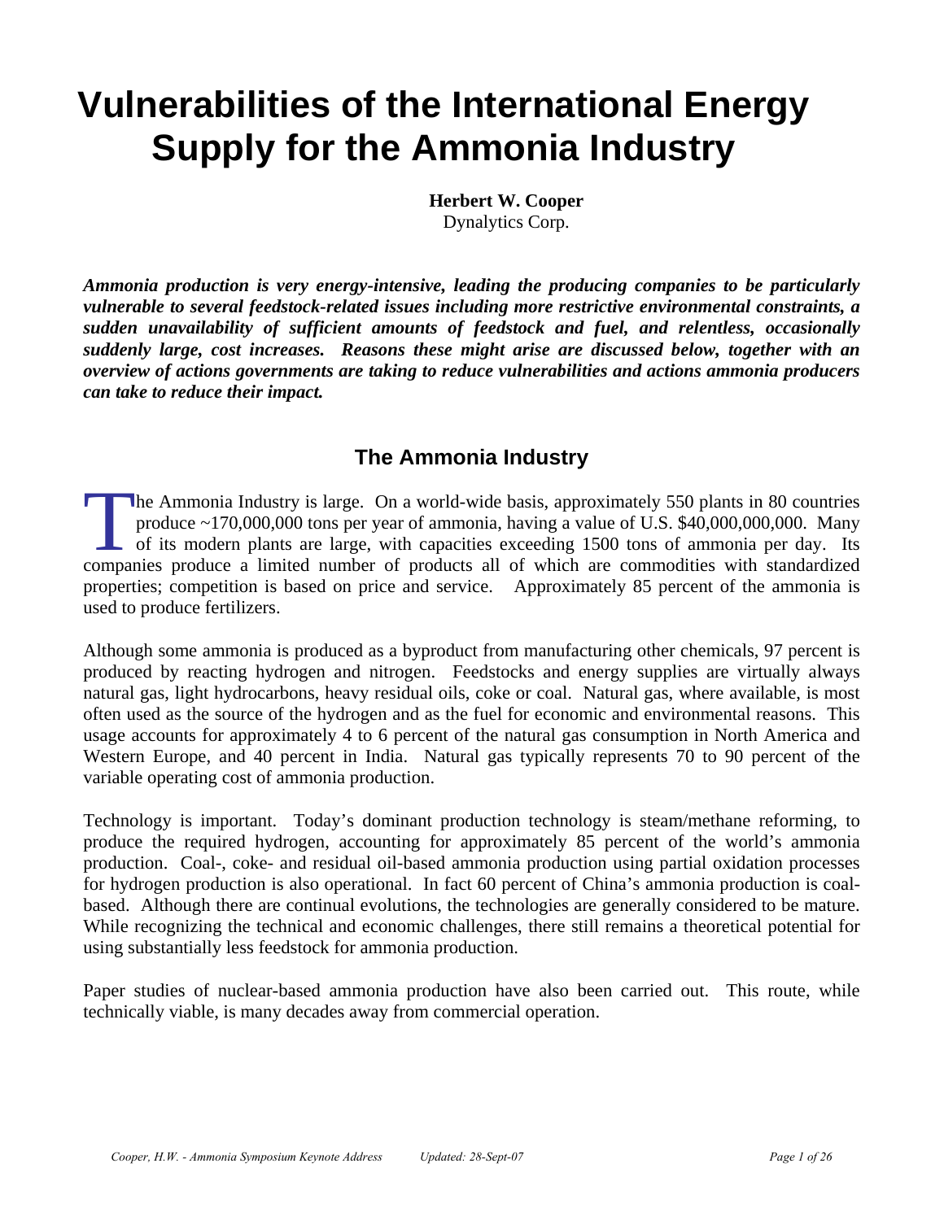# Vulnerabilities of the International Energy Supply for the Ammonia Industry

**Herbert W. Cooper**
Dynalytics Corp.

***Ammonia production is very energy-intensive, leading the producing companies to be particularly vulnerable to several feedstock-related issues including more restrictive environmental constraints, a sudden unavailability of sufficient amounts of feedstock and fuel, and relentless, occasionally suddenly large, cost increases. Reasons these might arise are discussed below, together with an overview of actions governments are taking to reduce vulnerabilities and actions ammonia producers can take to reduce their impact.***

## The Ammonia Industry

The Ammonia Industry is large. On a world-wide basis, approximately 550 plants in 80 countries produce ~170,000,000 tons per year of ammonia, having a value of U.S. $40,000,000,000. Many of its modern plants are large, with capacities exceeding 1500 tons of ammonia per day. Its companies produce a limited number of products all of which are commodities with standardized properties; competition is based on price and service. Approximately 85 percent of the ammonia is used to produce fertilizers.

Although some ammonia is produced as a byproduct from manufacturing other chemicals, 97 percent is produced by reacting hydrogen and nitrogen. Feedstocks and energy supplies are virtually always natural gas, light hydrocarbons, heavy residual oils, coke or coal. Natural gas, where available, is most often used as the source of the hydrogen and as the fuel for economic and environmental reasons. This usage accounts for approximately 4 to 6 percent of the natural gas consumption in North America and Western Europe, and 40 percent in India. Natural gas typically represents 70 to 90 percent of the variable operating cost of ammonia production.

Technology is important. Today's dominant production technology is steam/methane reforming, to produce the required hydrogen, accounting for approximately 85 percent of the world's ammonia production. Coal-, coke- and residual oil-based ammonia production using partial oxidation processes for hydrogen production is also operational. In fact 60 percent of China's ammonia production is coal-based. Although there are continual evolutions, the technologies are generally considered to be mature. While recognizing the technical and economic challenges, there still remains a theoretical potential for using substantially less feedstock for ammonia production.

Paper studies of nuclear-based ammonia production have also been carried out. This route, while technically viable, is many decades away from commercial operation.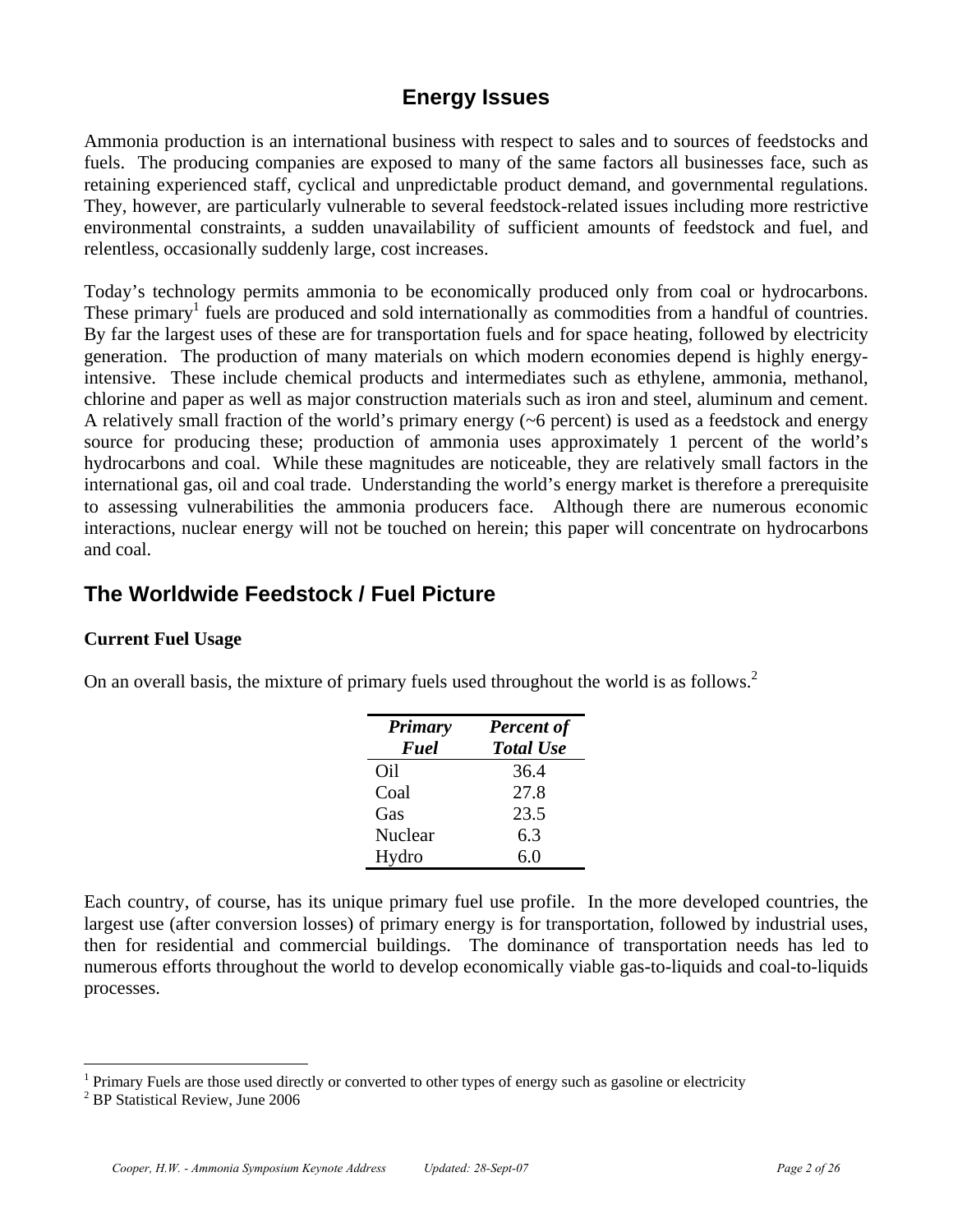# Energy Issues

Ammonia production is an international business with respect to sales and to sources of feedstocks and fuels. The producing companies are exposed to many of the same factors all businesses face, such as retaining experienced staff, cyclical and unpredictable product demand, and governmental regulations. They, however, are particularly vulnerable to several feedstock-related issues including more restrictive environmental constraints, a sudden unavailability of sufficient amounts of feedstock and fuel, and relentless, occasionally suddenly large, cost increases.

Today's technology permits ammonia to be economically produced only from coal or hydrocarbons. These primary[1] fuels are produced and sold internationally as commodities from a handful of countries. By far the largest uses of these are for transportation fuels and for space heating, followed by electricity generation. The production of many materials on which modern economies depend is highly energy-intensive. These include chemical products and intermediates such as ethylene, ammonia, methanol, chlorine and paper as well as major construction materials such as iron and steel, aluminum and cement. A relatively small fraction of the world's primary energy (~6 percent) is used as a feedstock and energy source for producing these; production of ammonia uses approximately 1 percent of the world's hydrocarbons and coal. While these magnitudes are noticeable, they are relatively small factors in the international gas, oil and coal trade. Understanding the world's energy market is therefore a prerequisite to assessing vulnerabilities the ammonia producers face. Although there are numerous economic interactions, nuclear energy will not be touched on herein; this paper will concentrate on hydrocarbons and coal.

## The Worldwide Feedstock / Fuel Picture

### Current Fuel Usage

On an overall basis, the mixture of primary fuels used throughout the world is as follows.[2]

| *Primary Fuel* | *Percent of Total Use* |
|---|---|
| Oil | 36.4 |
| Coal | 27.8 |
| Gas | 23.5 |
| Nuclear | 6.3 |
| Hydro | 6.0 |

Each country, of course, has its unique primary fuel use profile. In the more developed countries, the largest use (after conversion losses) of primary energy is for transportation, followed by industrial uses, then for residential and commercial buildings. The dominance of transportation needs has led to numerous efforts throughout the world to develop economically viable gas-to-liquids and coal-to-liquids processes.

[1] Primary Fuels are those used directly or converted to other types of energy such as gasoline or electricity

[2] BP Statistical Review, June 2006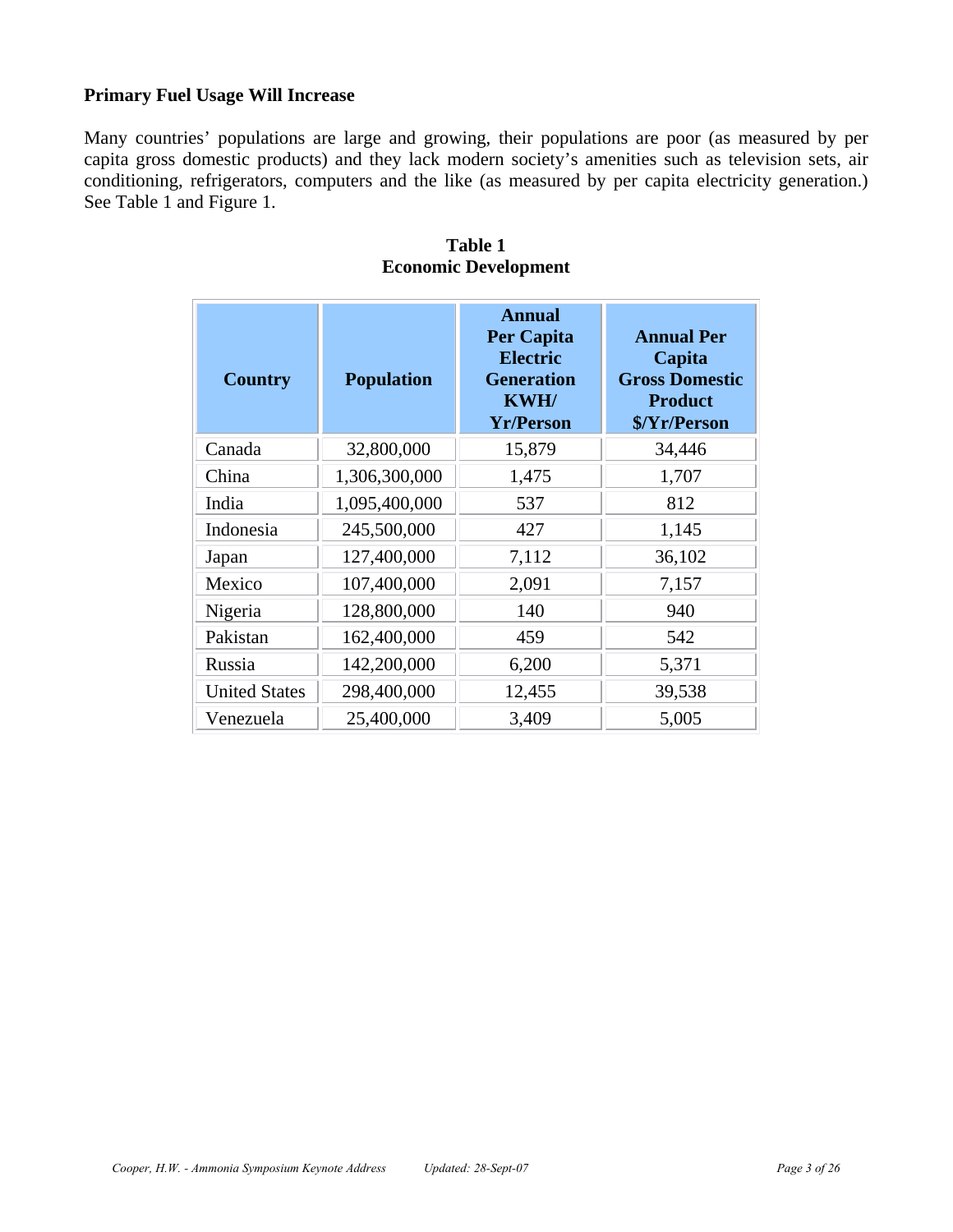**Primary Fuel Usage Will Increase**

Many countries' populations are large and growing, their populations are poor (as measured by per capita gross domestic products) and they lack modern society's amenities such as television sets, air conditioning, refrigerators, computers and the like (as measured by per capita electricity generation.) See Table 1 and Figure 1.

**Table 1**
**Economic Development**

| Country | Population | Annual Per Capita Electric Generation KWH/ Yr/Person | Annual Per Capita Gross Domestic Product $/Yr/Person |
|---|---|---|---|
| Canada | 32,800,000 | 15,879 | 34,446 |
| China | 1,306,300,000 | 1,475 | 1,707 |
| India | 1,095,400,000 | 537 | 812 |
| Indonesia | 245,500,000 | 427 | 1,145 |
| Japan | 127,400,000 | 7,112 | 36,102 |
| Mexico | 107,400,000 | 2,091 | 7,157 |
| Nigeria | 128,800,000 | 140 | 940 |
| Pakistan | 162,400,000 | 459 | 542 |
| Russia | 142,200,000 | 6,200 | 5,371 |
| United States | 298,400,000 | 12,455 | 39,538 |
| Venezuela | 25,400,000 | 3,409 | 5,005 |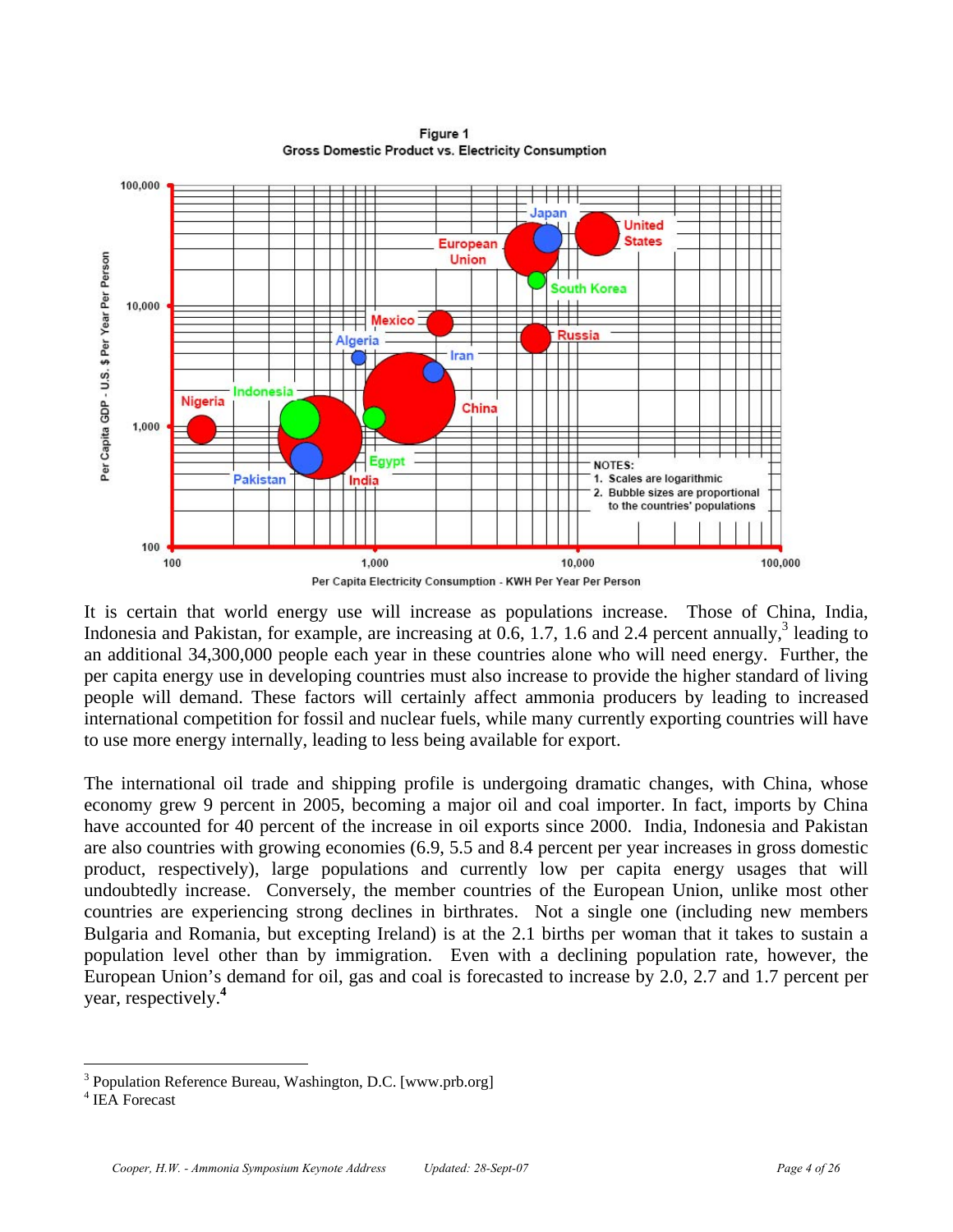**Figure 1**
**Gross Domestic Product vs. Electricity Consumption**

NOTES:
1. Scales are logarithmic
2. Bubble sizes are proportional to the countries' populations

It is certain that world energy use will increase as populations increase. Those of China, India, Indonesia and Pakistan, for example, are increasing at 0.6, 1.7, 1.6 and 2.4 percent annually,[3] leading to an additional 34,300,000 people each year in these countries alone who will need energy. Further, the per capita energy use in developing countries must also increase to provide the higher standard of living people will demand. These factors will certainly affect ammonia producers by leading to increased international competition for fossil and nuclear fuels, while many currently exporting countries will have to use more energy internally, leading to less being available for export.

The international oil trade and shipping profile is undergoing dramatic changes, with China, whose economy grew 9 percent in 2005, becoming a major oil and coal importer. In fact, imports by China have accounted for 40 percent of the increase in oil exports since 2000. India, Indonesia and Pakistan are also countries with growing economies (6.9, 5.5 and 8.4 percent per year increases in gross domestic product, respectively), large populations and currently low per capita energy usages that will undoubtedly increase. Conversely, the member countries of the European Union, unlike most other countries are experiencing strong declines in birthrates. Not a single one (including new members Bulgaria and Romania, but excepting Ireland) is at the 2.1 births per woman that it takes to sustain a population level other than by immigration. Even with a declining population rate, however, the European Union's demand for oil, gas and coal is forecasted to increase by 2.0, 2.7 and 1.7 percent per year, respectively.[4]

---

[3] Population Reference Bureau, Washington, D.C. [www.prb.org]
[4] IEA Forecast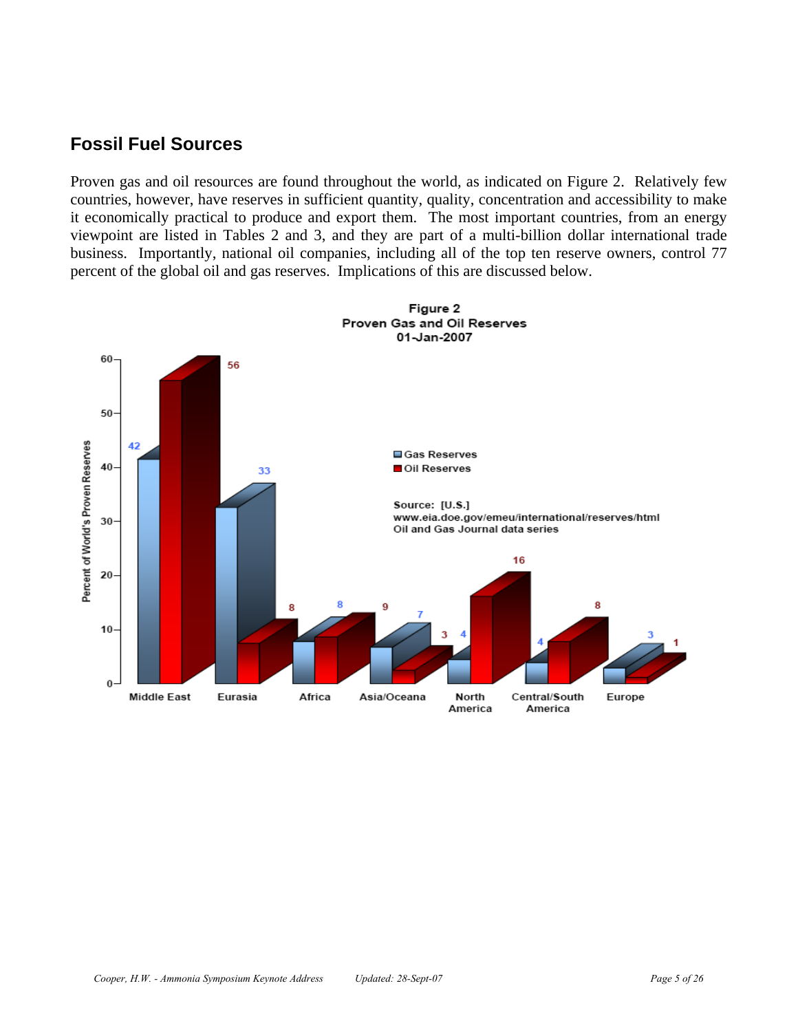## Fossil Fuel Sources

Proven gas and oil resources are found throughout the world, as indicated on Figure 2. Relatively few countries, however, have reserves in sufficient quantity, quality, concentration and accessibility to make it economically practical to produce and export them. The most important countries, from an energy viewpoint are listed in Tables 2 and 3, and they are part of a multi-billion dollar international trade business. Importantly, national oil companies, including all of the top ten reserve owners, control 77 percent of the global oil and gas reserves. Implications of this are discussed below.

**Figure 2**
**Proven Gas and Oil Reserves**
**01-Jan-2007**

| Region | Gas Reserves (Percent of World's Proven Reserves) | Oil Reserves (Percent of World's Proven Reserves) |
|---|---|---|
| Middle East | 42 | 56 |
| Eurasia | 33 | 8 |
| Africa | 8 | 9 |
| Asia/Oceana | 7 | 3 |
| North America | 4 | 16 |
| Central/South America | 4 | 8 |
| Europe | 3 | 1 |

Source: [U.S.] www.eia.doe.gov/emeu/international/reserves/html Oil and Gas Journal data series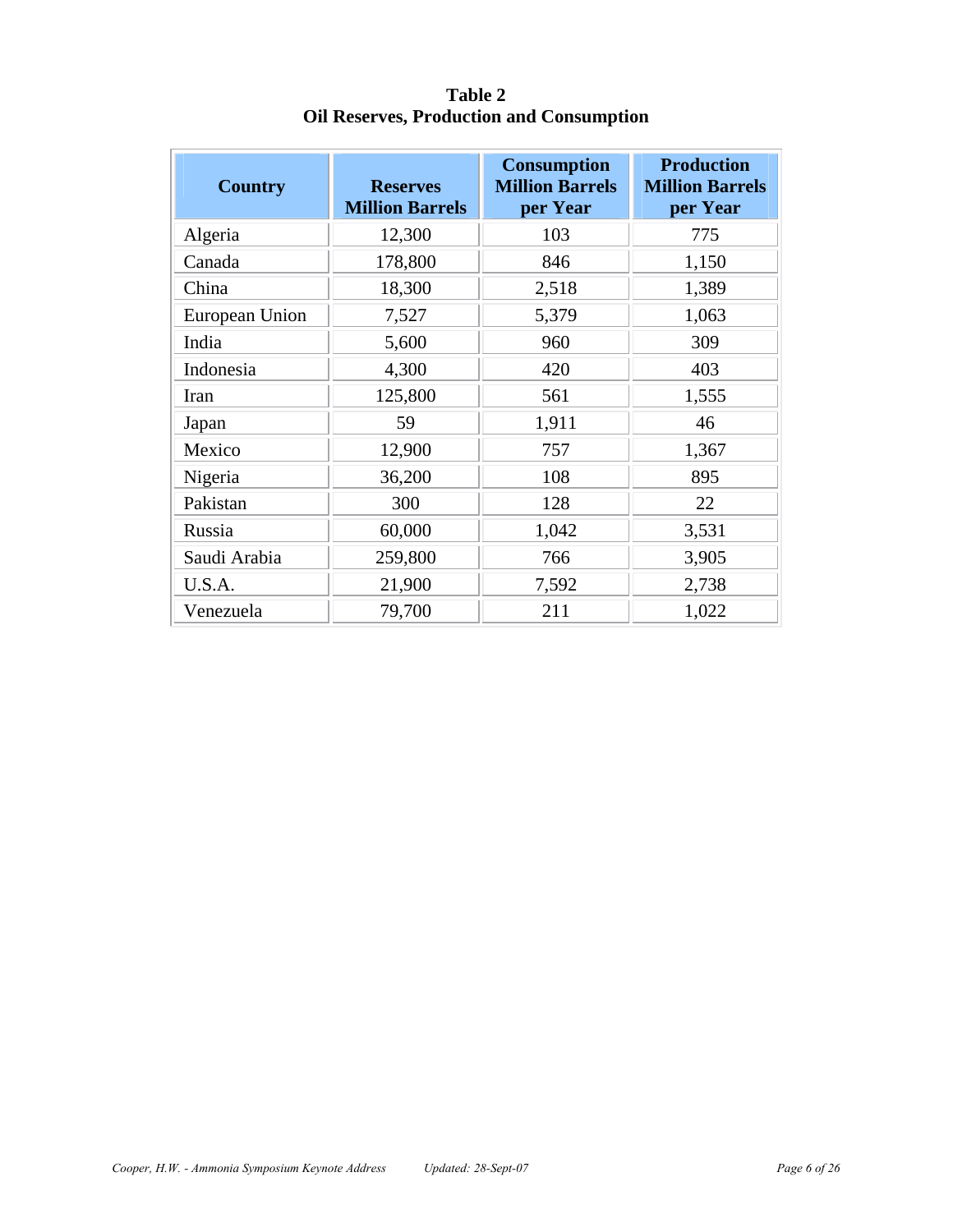**Table 2**
**Oil Reserves, Production and Consumption**

| Country | Reserves Million Barrels | Consumption Million Barrels per Year | Production Million Barrels per Year |
|---|---|---|---|
| Algeria | 12,300 | 103 | 775 |
| Canada | 178,800 | 846 | 1,150 |
| China | 18,300 | 2,518 | 1,389 |
| European Union | 7,527 | 5,379 | 1,063 |
| India | 5,600 | 960 | 309 |
| Indonesia | 4,300 | 420 | 403 |
| Iran | 125,800 | 561 | 1,555 |
| Japan | 59 | 1,911 | 46 |
| Mexico | 12,900 | 757 | 1,367 |
| Nigeria | 36,200 | 108 | 895 |
| Pakistan | 300 | 128 | 22 |
| Russia | 60,000 | 1,042 | 3,531 |
| Saudi Arabia | 259,800 | 766 | 3,905 |
| U.S.A. | 21,900 | 7,592 | 2,738 |
| Venezuela | 79,700 | 211 | 1,022 |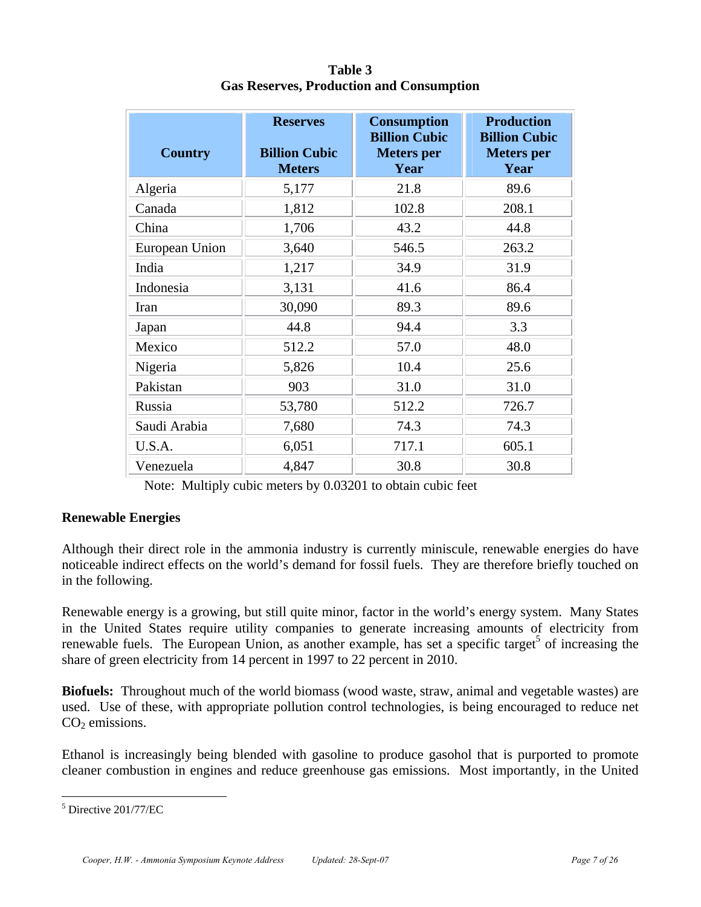**Table 3**
**Gas Reserves, Production and Consumption**

| Country | Reserves Billion Cubic Meters | Consumption Billion Cubic Meters per Year | Production Billion Cubic Meters per Year |
|---|---|---|---|
| Algeria | 5,177 | 21.8 | 89.6 |
| Canada | 1,812 | 102.8 | 208.1 |
| China | 1,706 | 43.2 | 44.8 |
| European Union | 3,640 | 546.5 | 263.2 |
| India | 1,217 | 34.9 | 31.9 |
| Indonesia | 3,131 | 41.6 | 86.4 |
| Iran | 30,090 | 89.3 | 89.6 |
| Japan | 44.8 | 94.4 | 3.3 |
| Mexico | 512.2 | 57.0 | 48.0 |
| Nigeria | 5,826 | 10.4 | 25.6 |
| Pakistan | 903 | 31.0 | 31.0 |
| Russia | 53,780 | 512.2 | 726.7 |
| Saudi Arabia | 7,680 | 74.3 | 74.3 |
| U.S.A. | 6,051 | 717.1 | 605.1 |
| Venezuela | 4,847 | 30.8 | 30.8 |

Note: Multiply cubic meters by 0.03201 to obtain cubic feet

**Renewable Energies**

Although their direct role in the ammonia industry is currently miniscule, renewable energies do have noticeable indirect effects on the world's demand for fossil fuels. They are therefore briefly touched on in the following.

Renewable energy is a growing, but still quite minor, factor in the world's energy system. Many States in the United States require utility companies to generate increasing amounts of electricity from renewable fuels. The European Union, as another example, has set a specific target[5] of increasing the share of green electricity from 14 percent in 1997 to 22 percent in 2010.

**Biofuels:** Throughout much of the world biomass (wood waste, straw, animal and vegetable wastes) are used. Use of these, with appropriate pollution control technologies, is being encouraged to reduce net $CO_2$ emissions.

Ethanol is increasingly being blended with gasoline to produce gasohol that is purported to promote cleaner combustion in engines and reduce greenhouse gas emissions. Most importantly, in the United

[5] Directive 201/77/EC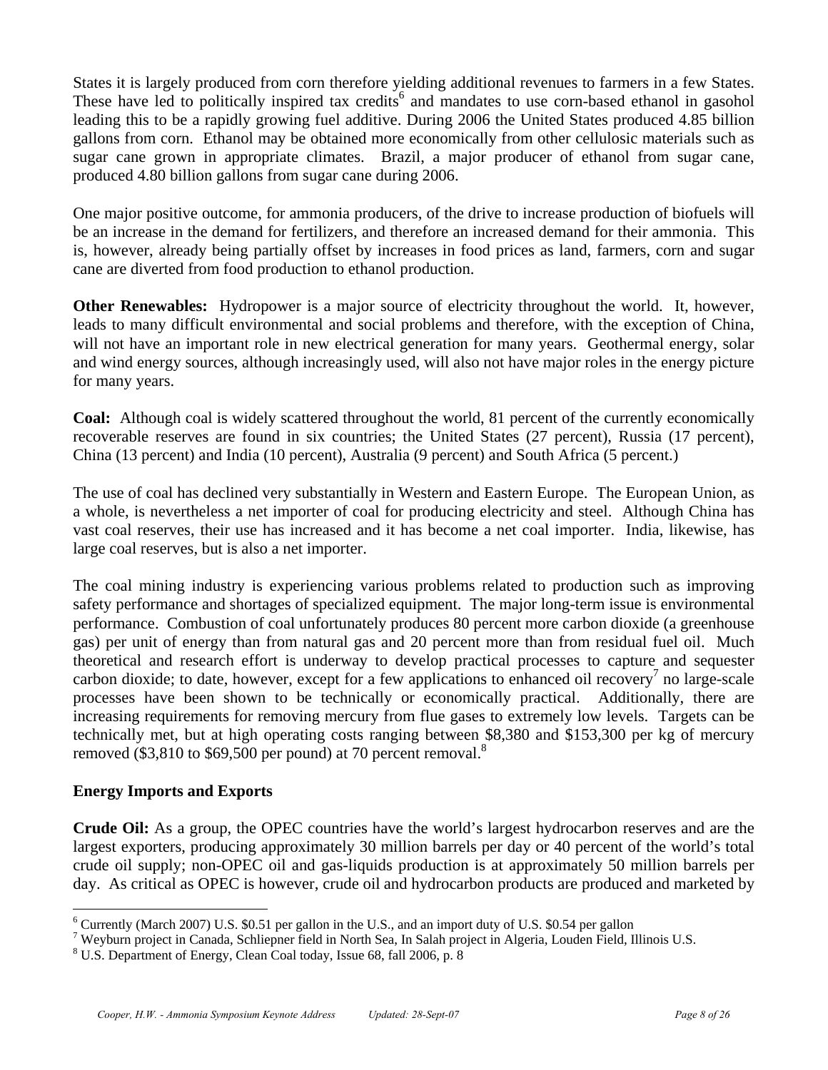States it is largely produced from corn therefore yielding additional revenues to farmers in a few States. These have led to politically inspired tax credits[6] and mandates to use corn-based ethanol in gasohol leading this to be a rapidly growing fuel additive. During 2006 the United States produced 4.85 billion gallons from corn. Ethanol may be obtained more economically from other cellulosic materials such as sugar cane grown in appropriate climates. Brazil, a major producer of ethanol from sugar cane, produced 4.80 billion gallons from sugar cane during 2006.

One major positive outcome, for ammonia producers, of the drive to increase production of biofuels will be an increase in the demand for fertilizers, and therefore an increased demand for their ammonia. This is, however, already being partially offset by increases in food prices as land, farmers, corn and sugar cane are diverted from food production to ethanol production.

**Other Renewables:** Hydropower is a major source of electricity throughout the world. It, however, leads to many difficult environmental and social problems and therefore, with the exception of China, will not have an important role in new electrical generation for many years. Geothermal energy, solar and wind energy sources, although increasingly used, will also not have major roles in the energy picture for many years.

**Coal:** Although coal is widely scattered throughout the world, 81 percent of the currently economically recoverable reserves are found in six countries; the United States (27 percent), Russia (17 percent), China (13 percent) and India (10 percent), Australia (9 percent) and South Africa (5 percent.)

The use of coal has declined very substantially in Western and Eastern Europe. The European Union, as a whole, is nevertheless a net importer of coal for producing electricity and steel. Although China has vast coal reserves, their use has increased and it has become a net coal importer. India, likewise, has large coal reserves, but is also a net importer.

The coal mining industry is experiencing various problems related to production such as improving safety performance and shortages of specialized equipment. The major long-term issue is environmental performance. Combustion of coal unfortunately produces 80 percent more carbon dioxide (a greenhouse gas) per unit of energy than from natural gas and 20 percent more than from residual fuel oil. Much theoretical and research effort is underway to develop practical processes to capture and sequester carbon dioxide; to date, however, except for a few applications to enhanced oil recovery[7] no large-scale processes have been shown to be technically or economically practical. Additionally, there are increasing requirements for removing mercury from flue gases to extremely low levels. Targets can be technically met, but at high operating costs ranging between $8,380 and $153,300 per kg of mercury removed ($3,810 to $69,500 per pound) at 70 percent removal.[8]

## Energy Imports and Exports

**Crude Oil:** As a group, the OPEC countries have the world's largest hydrocarbon reserves and are the largest exporters, producing approximately 30 million barrels per day or 40 percent of the world's total crude oil supply; non-OPEC oil and gas-liquids production is at approximately 50 million barrels per day. As critical as OPEC is however, crude oil and hydrocarbon products are produced and marketed by

---

[6] Currently (March 2007) U.S. $0.51 per gallon in the U.S., and an import duty of U.S. $0.54 per gallon

[7] Weyburn project in Canada, Schliepner field in North Sea, In Salah project in Algeria, Louden Field, Illinois U.S.

[8] U.S. Department of Energy, Clean Coal today, Issue 68, fall 2006, p. 8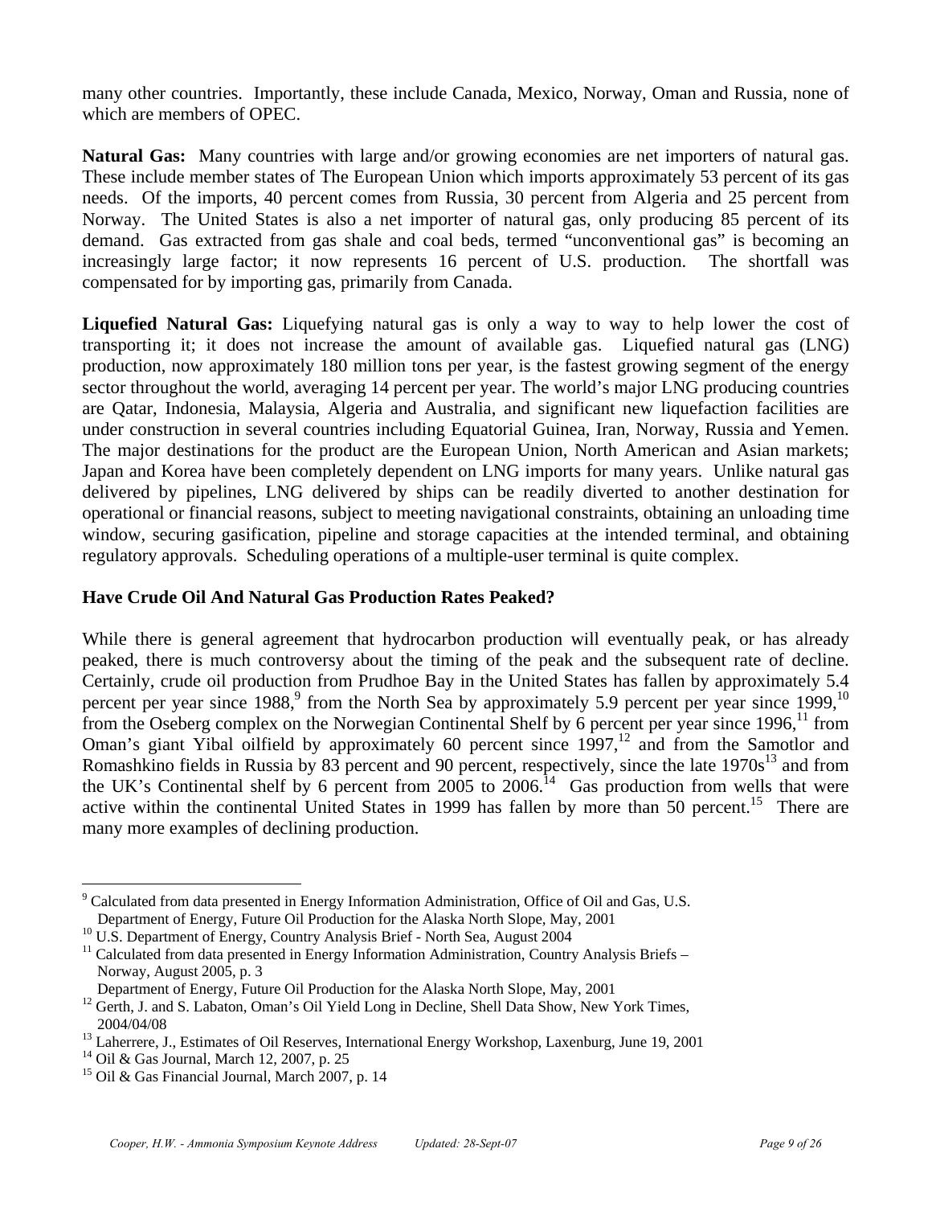many other countries. Importantly, these include Canada, Mexico, Norway, Oman and Russia, none of which are members of OPEC.

**Natural Gas:** Many countries with large and/or growing economies are net importers of natural gas. These include member states of The European Union which imports approximately 53 percent of its gas needs. Of the imports, 40 percent comes from Russia, 30 percent from Algeria and 25 percent from Norway. The United States is also a net importer of natural gas, only producing 85 percent of its demand. Gas extracted from gas shale and coal beds, termed "unconventional gas" is becoming an increasingly large factor; it now represents 16 percent of U.S. production. The shortfall was compensated for by importing gas, primarily from Canada.

**Liquefied Natural Gas:** Liquefying natural gas is only a way to way to help lower the cost of transporting it; it does not increase the amount of available gas. Liquefied natural gas (LNG) production, now approximately 180 million tons per year, is the fastest growing segment of the energy sector throughout the world, averaging 14 percent per year. The world's major LNG producing countries are Qatar, Indonesia, Malaysia, Algeria and Australia, and significant new liquefaction facilities are under construction in several countries including Equatorial Guinea, Iran, Norway, Russia and Yemen. The major destinations for the product are the European Union, North American and Asian markets; Japan and Korea have been completely dependent on LNG imports for many years. Unlike natural gas delivered by pipelines, LNG delivered by ships can be readily diverted to another destination for operational or financial reasons, subject to meeting navigational constraints, obtaining an unloading time window, securing gasification, pipeline and storage capacities at the intended terminal, and obtaining regulatory approvals. Scheduling operations of a multiple-user terminal is quite complex.

## Have Crude Oil And Natural Gas Production Rates Peaked?

While there is general agreement that hydrocarbon production will eventually peak, or has already peaked, there is much controversy about the timing of the peak and the subsequent rate of decline. Certainly, crude oil production from Prudhoe Bay in the United States has fallen by approximately 5.4 percent per year since 1988,[9] from the North Sea by approximately 5.9 percent per year since 1999,[10] from the Oseberg complex on the Norwegian Continental Shelf by 6 percent per year since 1996,[11] from Oman's giant Yibal oilfield by approximately 60 percent since 1997,[12] and from the Samotlor and Romashkino fields in Russia by 83 percent and 90 percent, respectively, since the late 1970s[13] and from the UK's Continental shelf by 6 percent from 2005 to 2006.[14] Gas production from wells that were active within the continental United States in 1999 has fallen by more than 50 percent.[15] There are many more examples of declining production.

---

[9] Calculated from data presented in Energy Information Administration, Office of Oil and Gas, U.S. Department of Energy, Future Oil Production for the Alaska North Slope, May, 2001

[10] U.S. Department of Energy, Country Analysis Brief - North Sea, August 2004

[11] Calculated from data presented in Energy Information Administration, Country Analysis Briefs – Norway, August 2005, p. 3
Department of Energy, Future Oil Production for the Alaska North Slope, May, 2001

[12] Gerth, J. and S. Labaton, Oman's Oil Yield Long in Decline, Shell Data Show, New York Times, 2004/04/08

[13] Laherrere, J., Estimates of Oil Reserves, International Energy Workshop, Laxenburg, June 19, 2001

[14] Oil & Gas Journal, March 12, 2007, p. 25

[15] Oil & Gas Financial Journal, March 2007, p. 14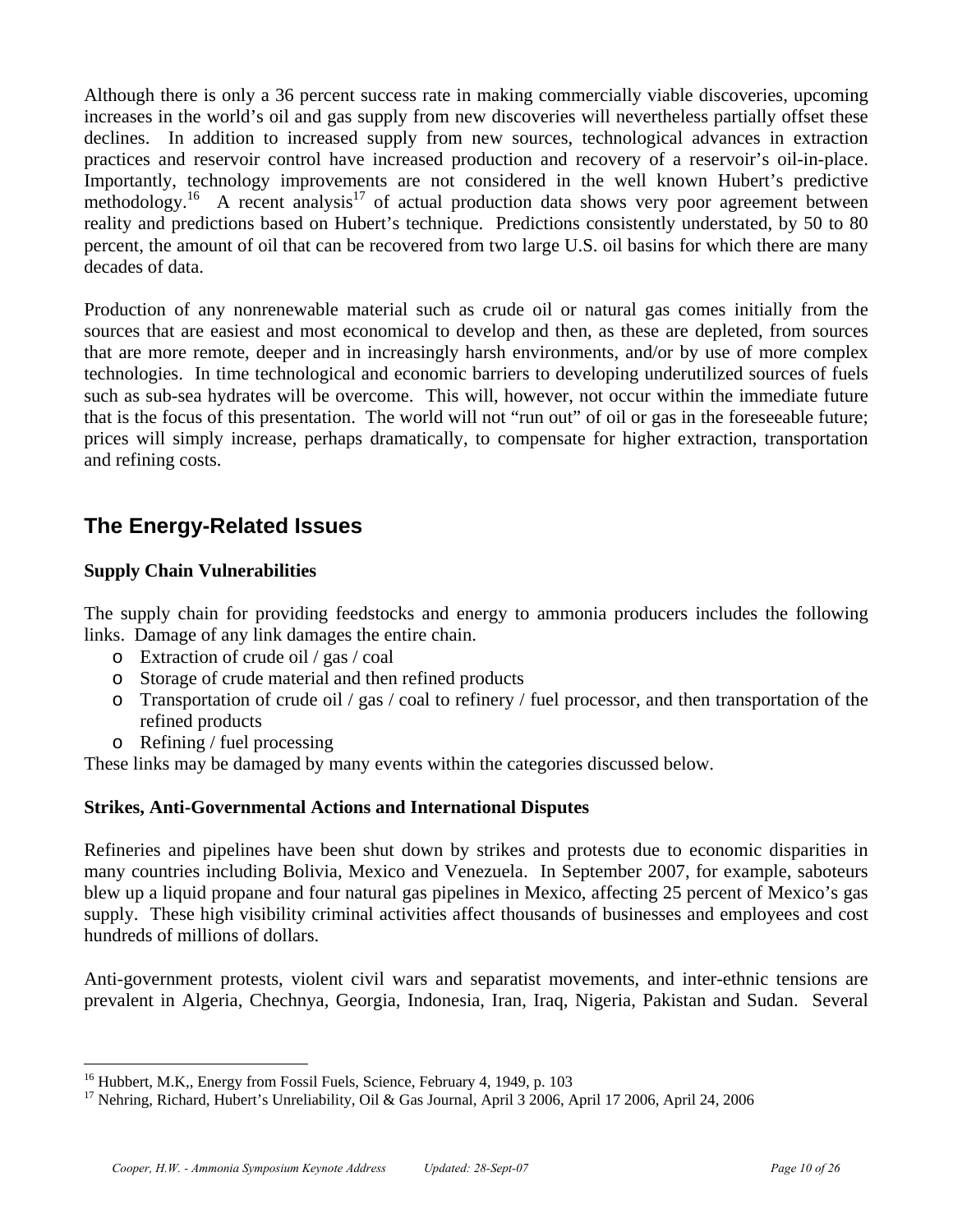Although there is only a 36 percent success rate in making commercially viable discoveries, upcoming increases in the world's oil and gas supply from new discoveries will nevertheless partially offset these declines. In addition to increased supply from new sources, technological advances in extraction practices and reservoir control have increased production and recovery of a reservoir's oil-in-place. Importantly, technology improvements are not considered in the well known Hubert's predictive methodology.[16] A recent analysis[17] of actual production data shows very poor agreement between reality and predictions based on Hubert's technique. Predictions consistently understated, by 50 to 80 percent, the amount of oil that can be recovered from two large U.S. oil basins for which there are many decades of data.

Production of any nonrenewable material such as crude oil or natural gas comes initially from the sources that are easiest and most economical to develop and then, as these are depleted, from sources that are more remote, deeper and in increasingly harsh environments, and/or by use of more complex technologies. In time technological and economic barriers to developing underutilized sources of fuels such as sub-sea hydrates will be overcome. This will, however, not occur within the immediate future that is the focus of this presentation. The world will not "run out" of oil or gas in the foreseeable future; prices will simply increase, perhaps dramatically, to compensate for higher extraction, transportation and refining costs.

## The Energy-Related Issues

**Supply Chain Vulnerabilities**

The supply chain for providing feedstocks and energy to ammonia producers includes the following links. Damage of any link damages the entire chain.

- Extraction of crude oil / gas / coal
- Storage of crude material and then refined products
- Transportation of crude oil / gas / coal to refinery / fuel processor, and then transportation of the refined products
- Refining / fuel processing

These links may be damaged by many events within the categories discussed below.

**Strikes, Anti-Governmental Actions and International Disputes**

Refineries and pipelines have been shut down by strikes and protests due to economic disparities in many countries including Bolivia, Mexico and Venezuela. In September 2007, for example, saboteurs blew up a liquid propane and four natural gas pipelines in Mexico, affecting 25 percent of Mexico's gas supply. These high visibility criminal activities affect thousands of businesses and employees and cost hundreds of millions of dollars.

Anti-government protests, violent civil wars and separatist movements, and inter-ethnic tensions are prevalent in Algeria, Chechnya, Georgia, Indonesia, Iran, Iraq, Nigeria, Pakistan and Sudan. Several

---

[16] Hubbert, M.K,, Energy from Fossil Fuels, Science, February 4, 1949, p. 103

[17] Nehring, Richard, Hubert's Unreliability, Oil & Gas Journal, April 3 2006, April 17 2006, April 24, 2006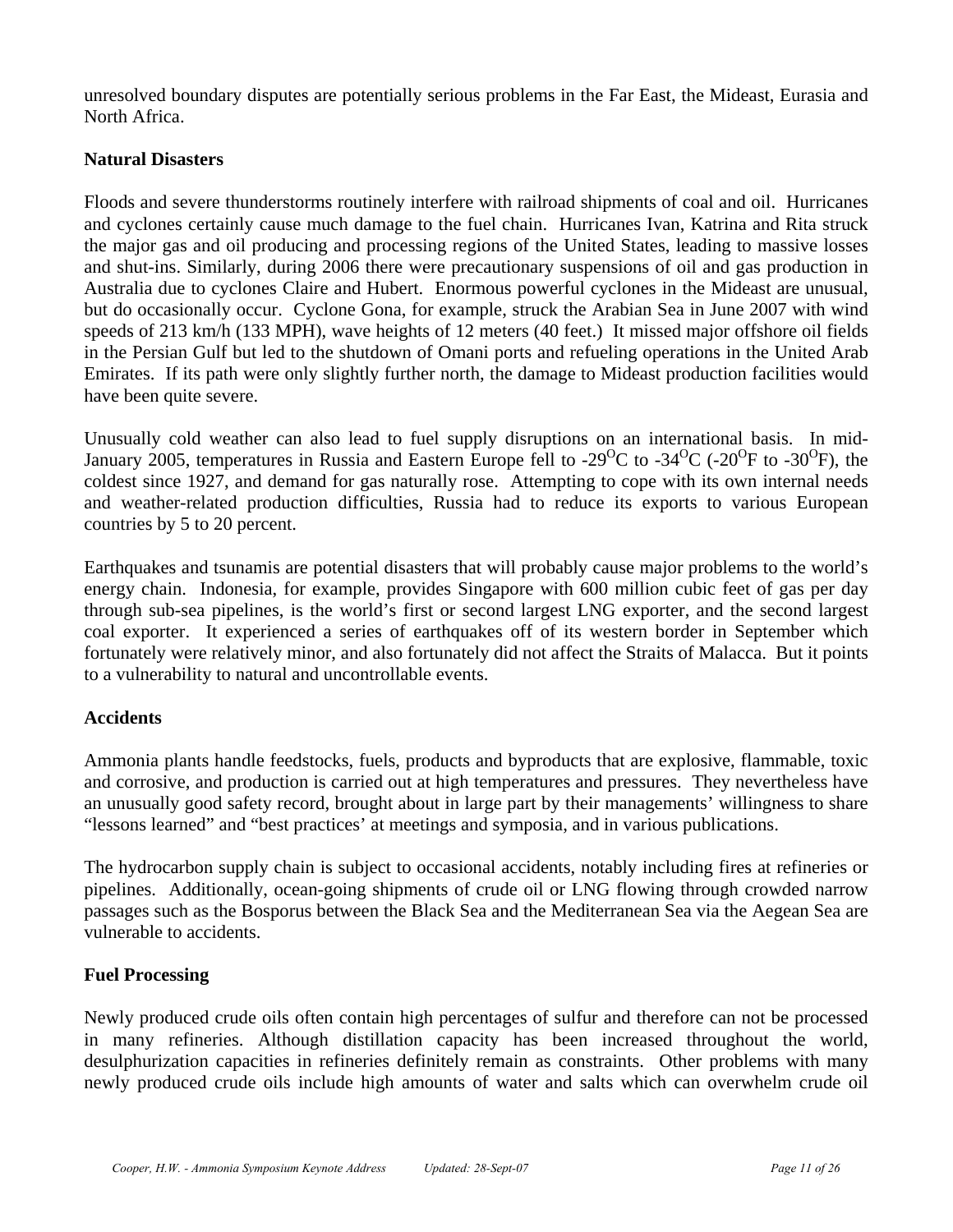unresolved boundary disputes are potentially serious problems in the Far East, the Mideast, Eurasia and North Africa.

**Natural Disasters**

Floods and severe thunderstorms routinely interfere with railroad shipments of coal and oil. Hurricanes and cyclones certainly cause much damage to the fuel chain. Hurricanes Ivan, Katrina and Rita struck the major gas and oil producing and processing regions of the United States, leading to massive losses and shut-ins. Similarly, during 2006 there were precautionary suspensions of oil and gas production in Australia due to cyclones Claire and Hubert. Enormous powerful cyclones in the Mideast are unusual, but do occasionally occur. Cyclone Gona, for example, struck the Arabian Sea in June 2007 with wind speeds of 213 km/h (133 MPH), wave heights of 12 meters (40 feet.) It missed major offshore oil fields in the Persian Gulf but led to the shutdown of Omani ports and refueling operations in the United Arab Emirates. If its path were only slightly further north, the damage to Mideast production facilities would have been quite severe.

Unusually cold weather can also lead to fuel supply disruptions on an international basis. In mid-January 2005, temperatures in Russia and Eastern Europe fell to -29$^{O}$C to -34$^{O}$C (-20$^{O}$F to -30$^{O}$F), the coldest since 1927, and demand for gas naturally rose. Attempting to cope with its own internal needs and weather-related production difficulties, Russia had to reduce its exports to various European countries by 5 to 20 percent.

Earthquakes and tsunamis are potential disasters that will probably cause major problems to the world's energy chain. Indonesia, for example, provides Singapore with 600 million cubic feet of gas per day through sub-sea pipelines, is the world's first or second largest LNG exporter, and the second largest coal exporter. It experienced a series of earthquakes off of its western border in September which fortunately were relatively minor, and also fortunately did not affect the Straits of Malacca. But it points to a vulnerability to natural and uncontrollable events.

**Accidents**

Ammonia plants handle feedstocks, fuels, products and byproducts that are explosive, flammable, toxic and corrosive, and production is carried out at high temperatures and pressures. They nevertheless have an unusually good safety record, brought about in large part by their managements' willingness to share "lessons learned" and "best practices' at meetings and symposia, and in various publications.

The hydrocarbon supply chain is subject to occasional accidents, notably including fires at refineries or pipelines. Additionally, ocean-going shipments of crude oil or LNG flowing through crowded narrow passages such as the Bosporus between the Black Sea and the Mediterranean Sea via the Aegean Sea are vulnerable to accidents.

**Fuel Processing**

Newly produced crude oils often contain high percentages of sulfur and therefore can not be processed in many refineries. Although distillation capacity has been increased throughout the world, desulphurization capacities in refineries definitely remain as constraints. Other problems with many newly produced crude oils include high amounts of water and salts which can overwhelm crude oil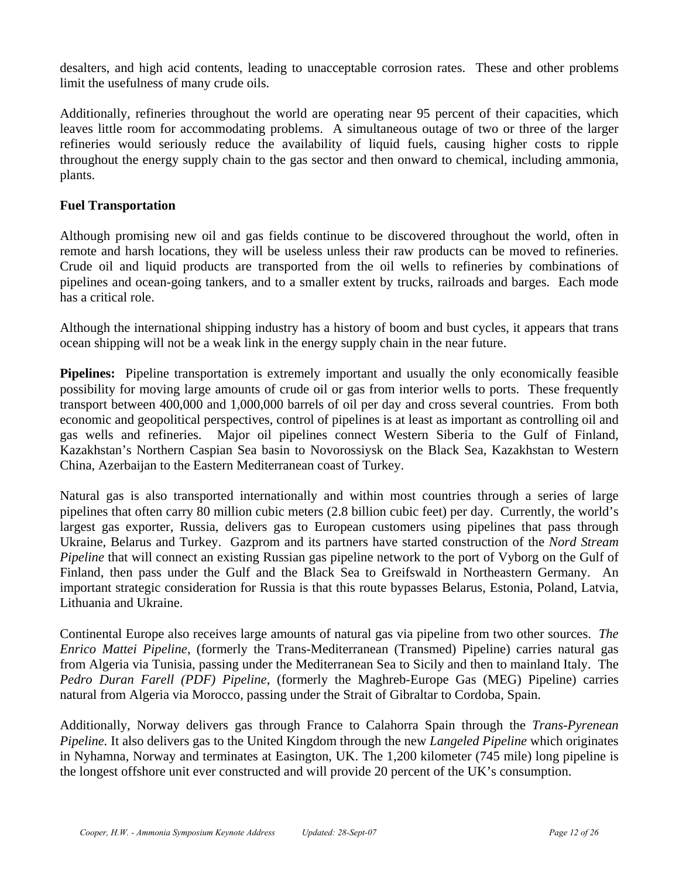desalters, and high acid contents, leading to unacceptable corrosion rates. These and other problems limit the usefulness of many crude oils.

Additionally, refineries throughout the world are operating near 95 percent of their capacities, which leaves little room for accommodating problems. A simultaneous outage of two or three of the larger refineries would seriously reduce the availability of liquid fuels, causing higher costs to ripple throughout the energy supply chain to the gas sector and then onward to chemical, including ammonia, plants.

**Fuel Transportation**

Although promising new oil and gas fields continue to be discovered throughout the world, often in remote and harsh locations, they will be useless unless their raw products can be moved to refineries. Crude oil and liquid products are transported from the oil wells to refineries by combinations of pipelines and ocean-going tankers, and to a smaller extent by trucks, railroads and barges. Each mode has a critical role.

Although the international shipping industry has a history of boom and bust cycles, it appears that trans ocean shipping will not be a weak link in the energy supply chain in the near future.

**Pipelines:** Pipeline transportation is extremely important and usually the only economically feasible possibility for moving large amounts of crude oil or gas from interior wells to ports. These frequently transport between 400,000 and 1,000,000 barrels of oil per day and cross several countries. From both economic and geopolitical perspectives, control of pipelines is at least as important as controlling oil and gas wells and refineries. Major oil pipelines connect Western Siberia to the Gulf of Finland, Kazakhstan's Northern Caspian Sea basin to Novorossiysk on the Black Sea, Kazakhstan to Western China, Azerbaijan to the Eastern Mediterranean coast of Turkey.

Natural gas is also transported internationally and within most countries through a series of large pipelines that often carry 80 million cubic meters (2.8 billion cubic feet) per day. Currently, the world's largest gas exporter, Russia, delivers gas to European customers using pipelines that pass through Ukraine, Belarus and Turkey. Gazprom and its partners have started construction of the *Nord Stream Pipeline* that will connect an existing Russian gas pipeline network to the port of Vyborg on the Gulf of Finland, then pass under the Gulf and the Black Sea to Greifswald in Northeastern Germany. An important strategic consideration for Russia is that this route bypasses Belarus, Estonia, Poland, Latvia, Lithuania and Ukraine.

Continental Europe also receives large amounts of natural gas via pipeline from two other sources. *The Enrico Mattei Pipeline*, (formerly the Trans-Mediterranean (Transmed) Pipeline) carries natural gas from Algeria via Tunisia, passing under the Mediterranean Sea to Sicily and then to mainland Italy. The *Pedro Duran Farell (PDF) Pipeline*, (formerly the Maghreb-Europe Gas (MEG) Pipeline) carries natural from Algeria via Morocco, passing under the Strait of Gibraltar to Cordoba, Spain.

Additionally, Norway delivers gas through France to Calahorra Spain through the *Trans-Pyrenean Pipeline.* It also delivers gas to the United Kingdom through the new *Langeled Pipeline* which originates in Nyhamna, Norway and terminates at Easington, UK. The 1,200 kilometer (745 mile) long pipeline is the longest offshore unit ever constructed and will provide 20 percent of the UK's consumption.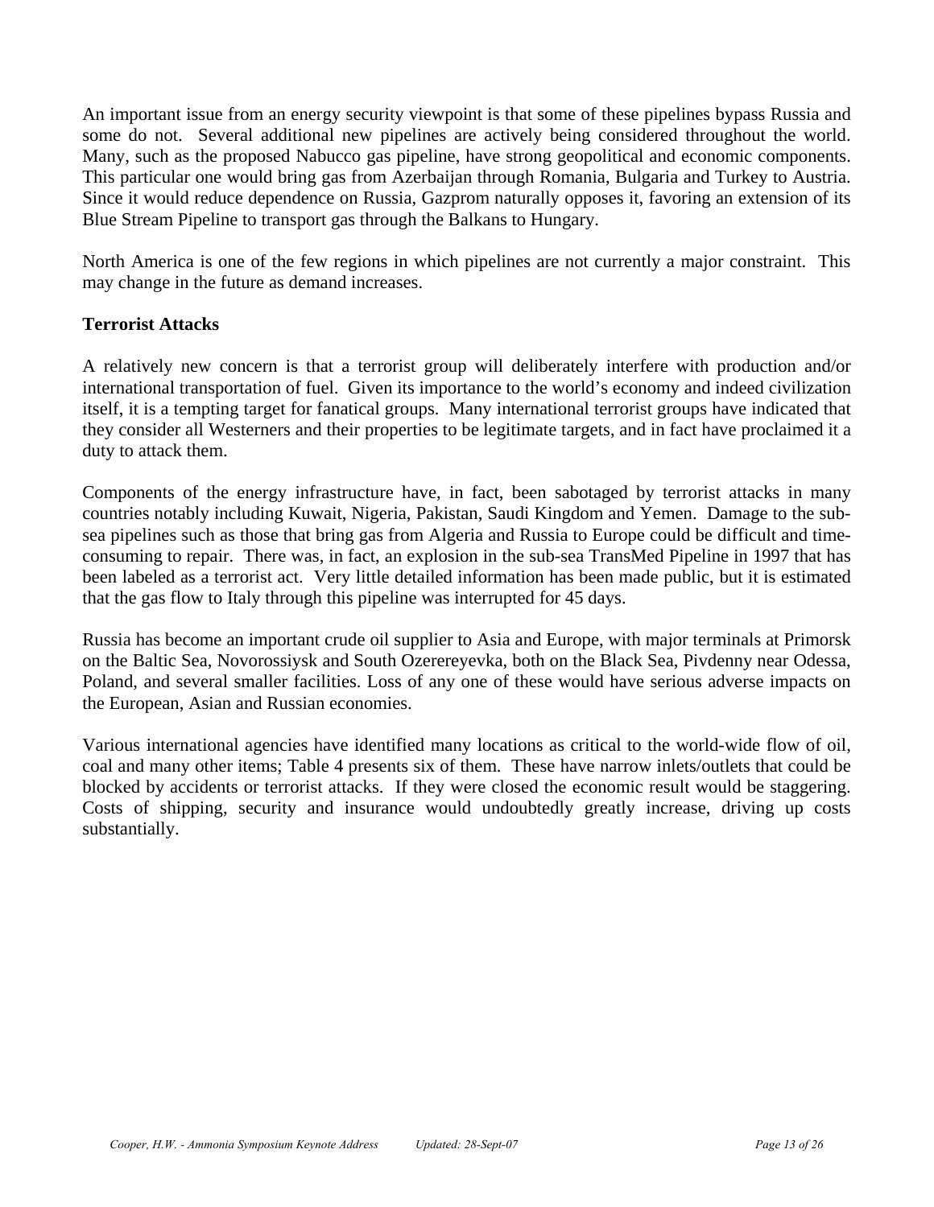An important issue from an energy security viewpoint is that some of these pipelines bypass Russia and some do not. Several additional new pipelines are actively being considered throughout the world. Many, such as the proposed Nabucco gas pipeline, have strong geopolitical and economic components. This particular one would bring gas from Azerbaijan through Romania, Bulgaria and Turkey to Austria. Since it would reduce dependence on Russia, Gazprom naturally opposes it, favoring an extension of its Blue Stream Pipeline to transport gas through the Balkans to Hungary.

North America is one of the few regions in which pipelines are not currently a major constraint. This may change in the future as demand increases.

**Terrorist Attacks**

A relatively new concern is that a terrorist group will deliberately interfere with production and/or international transportation of fuel. Given its importance to the world's economy and indeed civilization itself, it is a tempting target for fanatical groups. Many international terrorist groups have indicated that they consider all Westerners and their properties to be legitimate targets, and in fact have proclaimed it a duty to attack them.

Components of the energy infrastructure have, in fact, been sabotaged by terrorist attacks in many countries notably including Kuwait, Nigeria, Pakistan, Saudi Kingdom and Yemen. Damage to the sub-sea pipelines such as those that bring gas from Algeria and Russia to Europe could be difficult and time-consuming to repair. There was, in fact, an explosion in the sub-sea TransMed Pipeline in 1997 that has been labeled as a terrorist act. Very little detailed information has been made public, but it is estimated that the gas flow to Italy through this pipeline was interrupted for 45 days.

Russia has become an important crude oil supplier to Asia and Europe, with major terminals at Primorsk on the Baltic Sea, Novorossiysk and South Ozerereyevka, both on the Black Sea, Pivdenny near Odessa, Poland, and several smaller facilities. Loss of any one of these would have serious adverse impacts on the European, Asian and Russian economies.

Various international agencies have identified many locations as critical to the world-wide flow of oil, coal and many other items; Table 4 presents six of them. These have narrow inlets/outlets that could be blocked by accidents or terrorist attacks. If they were closed the economic result would be staggering. Costs of shipping, security and insurance would undoubtedly greatly increase, driving up costs substantially.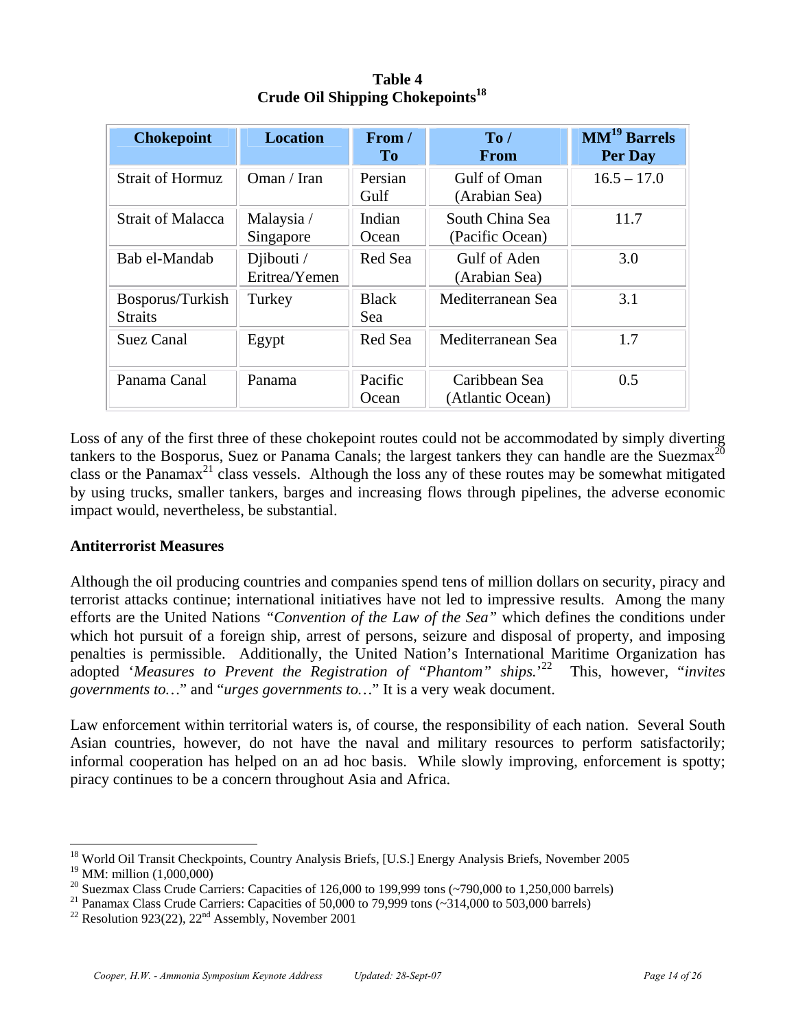**Table 4**
**Crude Oil Shipping Chokepoints[18]**

| Chokepoint | Location | From / To | To / From | MM[19] Barrels Per Day |
|---|---|---|---|---|
| Strait of Hormuz | Oman / Iran | Persian Gulf | Gulf of Oman (Arabian Sea) | 16.5 – 17.0 |
| Strait of Malacca | Malaysia / Singapore | Indian Ocean | South China Sea (Pacific Ocean) | 11.7 |
| Bab el-Mandab | Djibouti / Eritrea/Yemen | Red Sea | Gulf of Aden (Arabian Sea) | 3.0 |
| Bosporus/Turkish Straits | Turkey | Black Sea | Mediterranean Sea | 3.1 |
| Suez Canal | Egypt | Red Sea | Mediterranean Sea | 1.7 |
| Panama Canal | Panama | Pacific Ocean | Caribbean Sea (Atlantic Ocean) | 0.5 |

Loss of any of the first three of these chokepoint routes could not be accommodated by simply diverting tankers to the Bosporus, Suez or Panama Canals; the largest tankers they can handle are the Suezmax[20] class or the Panamax[21] class vessels. Although the loss any of these routes may be somewhat mitigated by using trucks, smaller tankers, barges and increasing flows through pipelines, the adverse economic impact would, nevertheless, be substantial.

**Antiterrorist Measures**

Although the oil producing countries and companies spend tens of million dollars on security, piracy and terrorist attacks continue; international initiatives have not led to impressive results. Among the many efforts are the United Nations *"Convention of the Law of the Sea"* which defines the conditions under which hot pursuit of a foreign ship, arrest of persons, seizure and disposal of property, and imposing penalties is permissible. Additionally, the United Nation's International Maritime Organization has adopted '*Measures to Prevent the Registration of "Phantom" ships.*'[22] This, however, "*invites governments to…*" and "*urges governments to…*" It is a very weak document.

Law enforcement within territorial waters is, of course, the responsibility of each nation. Several South Asian countries, however, do not have the naval and military resources to perform satisfactorily; informal cooperation has helped on an ad hoc basis. While slowly improving, enforcement is spotty; piracy continues to be a concern throughout Asia and Africa.

---

[18] World Oil Transit Checkpoints, Country Analysis Briefs, [U.S.] Energy Analysis Briefs, November 2005

[19] MM: million (1,000,000)

[20] Suezmax Class Crude Carriers: Capacities of 126,000 to 199,999 tons (~790,000 to 1,250,000 barrels)

[21] Panamax Class Crude Carriers: Capacities of 50,000 to 79,999 tons (~314,000 to 503,000 barrels)

[22] Resolution 923(22), 22nd Assembly, November 2001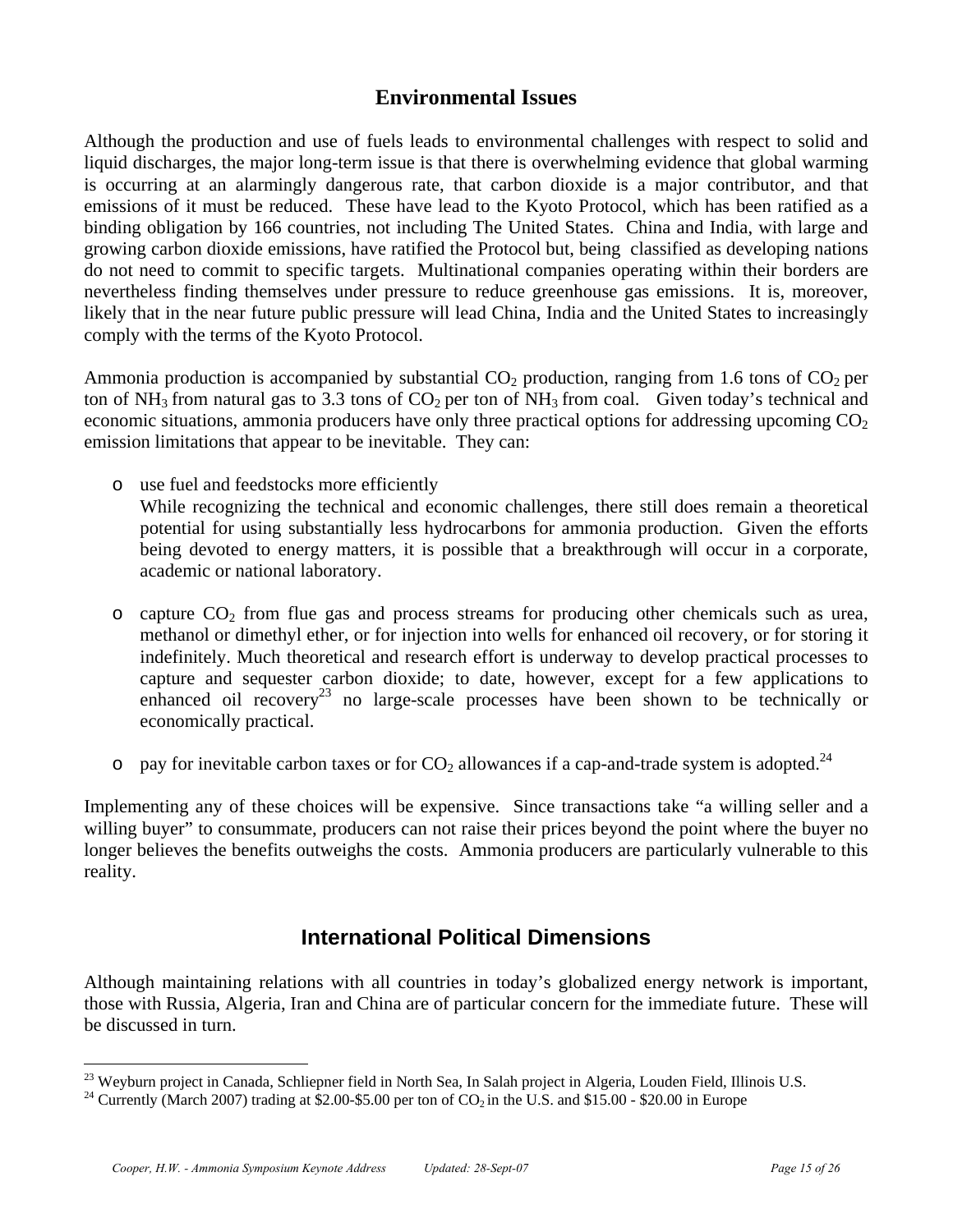## Environmental Issues

Although the production and use of fuels leads to environmental challenges with respect to solid and liquid discharges, the major long-term issue is that there is overwhelming evidence that global warming is occurring at an alarmingly dangerous rate, that carbon dioxide is a major contributor, and that emissions of it must be reduced. These have lead to the Kyoto Protocol, which has been ratified as a binding obligation by 166 countries, not including The United States. China and India, with large and growing carbon dioxide emissions, have ratified the Protocol but, being classified as developing nations do not need to commit to specific targets. Multinational companies operating within their borders are nevertheless finding themselves under pressure to reduce greenhouse gas emissions. It is, moreover, likely that in the near future public pressure will lead China, India and the United States to increasingly comply with the terms of the Kyoto Protocol.

Ammonia production is accompanied by substantial $CO_2$ production, ranging from 1.6 tons of $CO_2$ per ton of $NH_3$ from natural gas to 3.3 tons of $CO_2$ per ton of $NH_3$ from coal. Given today's technical and economic situations, ammonia producers have only three practical options for addressing upcoming $CO_2$ emission limitations that appear to be inevitable. They can:

- use fuel and feedstocks more efficiently
  While recognizing the technical and economic challenges, there still does remain a theoretical potential for using substantially less hydrocarbons for ammonia production. Given the efforts being devoted to energy matters, it is possible that a breakthrough will occur in a corporate, academic or national laboratory.

- capture $CO_2$ from flue gas and process streams for producing other chemicals such as urea, methanol or dimethyl ether, or for injection into wells for enhanced oil recovery, or for storing it indefinitely. Much theoretical and research effort is underway to develop practical processes to capture and sequester carbon dioxide; to date, however, except for a few applications to enhanced oil recovery[23] no large-scale processes have been shown to be technically or economically practical.

- pay for inevitable carbon taxes or for $CO_2$ allowances if a cap-and-trade system is adopted.[24]

Implementing any of these choices will be expensive. Since transactions take "a willing seller and a willing buyer" to consummate, producers can not raise their prices beyond the point where the buyer no longer believes the benefits outweighs the costs. Ammonia producers are particularly vulnerable to this reality.

## International Political Dimensions

Although maintaining relations with all countries in today's globalized energy network is important, those with Russia, Algeria, Iran and China are of particular concern for the immediate future. These will be discussed in turn.

---

[23] Weyburn project in Canada, Schliepner field in North Sea, In Salah project in Algeria, Louden Field, Illinois U.S.

[24] Currently (March 2007) trading at \$2.00-\$5.00 per ton of $CO_2$ in the U.S. and \$15.00 - \$20.00 in Europe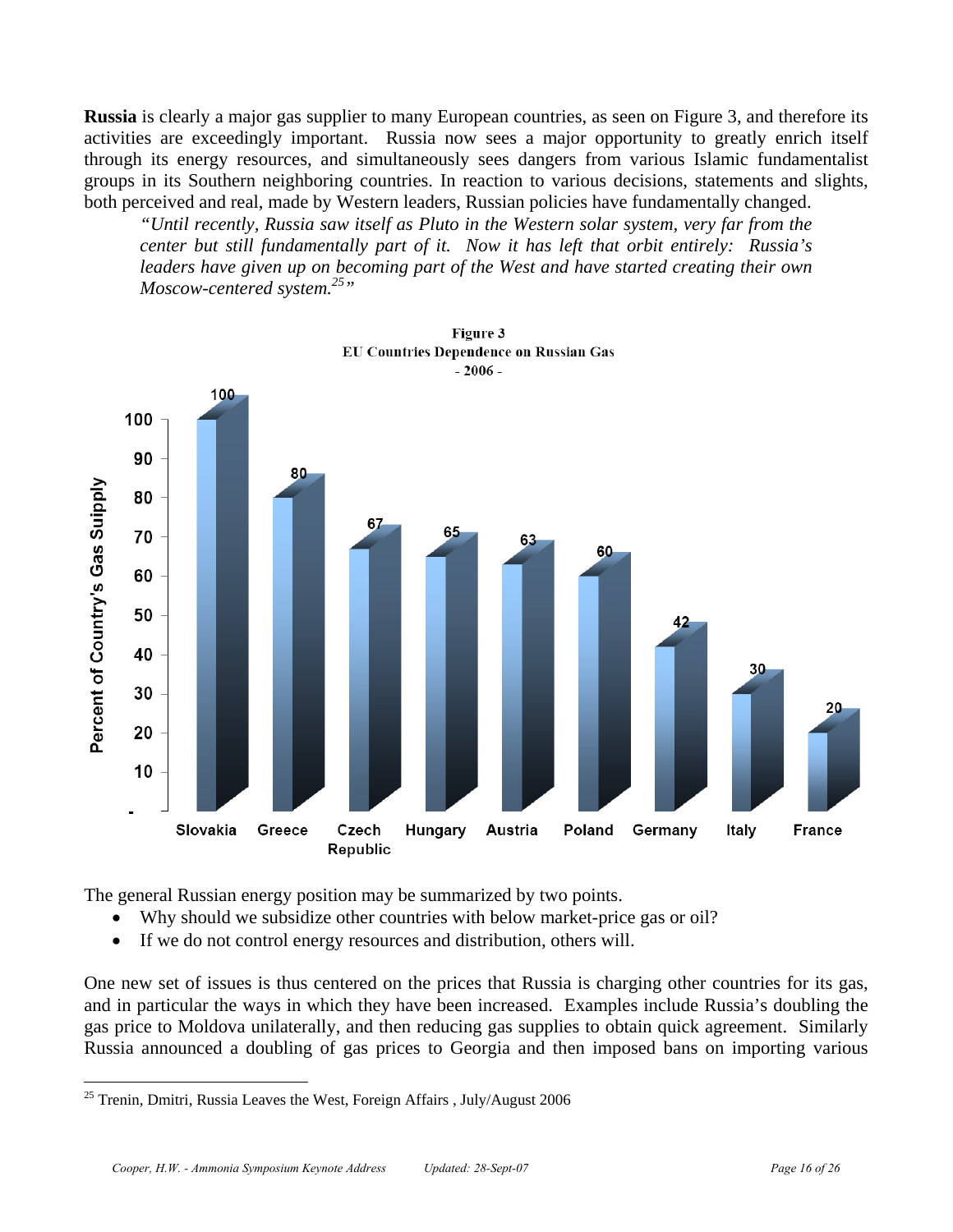**Russia** is clearly a major gas supplier to many European countries, as seen on Figure 3, and therefore its activities are exceedingly important. Russia now sees a major opportunity to greatly enrich itself through its energy resources, and simultaneously sees dangers from various Islamic fundamentalist groups in its Southern neighboring countries. In reaction to various decisions, statements and slights, both perceived and real, made by Western leaders, Russian policies have fundamentally changed.

> *"Until recently, Russia saw itself as Pluto in the Western solar system, very far from the center but still fundamentally part of it. Now it has left that orbit entirely: Russia's leaders have given up on becoming part of the West and have started creating their own Moscow-centered system.[25]"*

**Figure 3**
**EU Countries Dependence on Russian Gas**
**- 2006 -**

| Country | Percent of Country's Gas Supply |
|---|---|
| Slovakia | 100 |
| Greece | 80 |
| Czech Republic | 67 |
| Hungary | 65 |
| Austria | 63 |
| Poland | 60 |
| Germany | 42 |
| Italy | 30 |
| France | 20 |

The general Russian energy position may be summarized by two points.

- Why should we subsidize other countries with below market-price gas or oil?
- If we do not control energy resources and distribution, others will.

One new set of issues is thus centered on the prices that Russia is charging other countries for its gas, and in particular the ways in which they have been increased. Examples include Russia's doubling the gas price to Moldova unilaterally, and then reducing gas supplies to obtain quick agreement. Similarly Russia announced a doubling of gas prices to Georgia and then imposed bans on importing various

---

[25] Trenin, Dmitri, Russia Leaves the West, Foreign Affairs , July/August 2006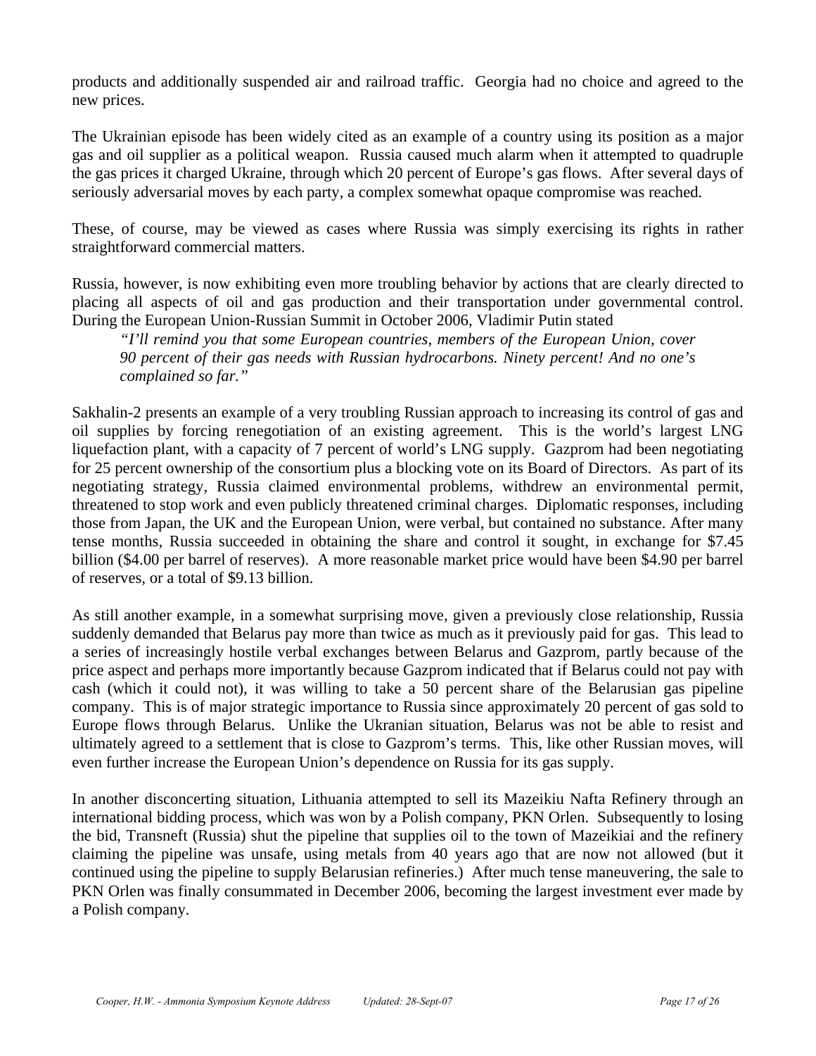products and additionally suspended air and railroad traffic. Georgia had no choice and agreed to the new prices.

The Ukrainian episode has been widely cited as an example of a country using its position as a major gas and oil supplier as a political weapon. Russia caused much alarm when it attempted to quadruple the gas prices it charged Ukraine, through which 20 percent of Europe's gas flows. After several days of seriously adversarial moves by each party, a complex somewhat opaque compromise was reached.

These, of course, may be viewed as cases where Russia was simply exercising its rights in rather straightforward commercial matters.

Russia, however, is now exhibiting even more troubling behavior by actions that are clearly directed to placing all aspects of oil and gas production and their transportation under governmental control. During the European Union-Russian Summit in October 2006, Vladimir Putin stated

> *"I'll remind you that some European countries, members of the European Union, cover 90 percent of their gas needs with Russian hydrocarbons. Ninety percent! And no one's complained so far."*

Sakhalin-2 presents an example of a very troubling Russian approach to increasing its control of gas and oil supplies by forcing renegotiation of an existing agreement. This is the world's largest LNG liquefaction plant, with a capacity of 7 percent of world's LNG supply. Gazprom had been negotiating for 25 percent ownership of the consortium plus a blocking vote on its Board of Directors. As part of its negotiating strategy, Russia claimed environmental problems, withdrew an environmental permit, threatened to stop work and even publicly threatened criminal charges. Diplomatic responses, including those from Japan, the UK and the European Union, were verbal, but contained no substance. After many tense months, Russia succeeded in obtaining the share and control it sought, in exchange for $7.45 billion ($4.00 per barrel of reserves). A more reasonable market price would have been $4.90 per barrel of reserves, or a total of $9.13 billion.

As still another example, in a somewhat surprising move, given a previously close relationship, Russia suddenly demanded that Belarus pay more than twice as much as it previously paid for gas. This lead to a series of increasingly hostile verbal exchanges between Belarus and Gazprom, partly because of the price aspect and perhaps more importantly because Gazprom indicated that if Belarus could not pay with cash (which it could not), it was willing to take a 50 percent share of the Belarusian gas pipeline company. This is of major strategic importance to Russia since approximately 20 percent of gas sold to Europe flows through Belarus. Unlike the Ukranian situation, Belarus was not be able to resist and ultimately agreed to a settlement that is close to Gazprom's terms. This, like other Russian moves, will even further increase the European Union's dependence on Russia for its gas supply.

In another disconcerting situation, Lithuania attempted to sell its Mazeikiu Nafta Refinery through an international bidding process, which was won by a Polish company, PKN Orlen. Subsequently to losing the bid, Transneft (Russia) shut the pipeline that supplies oil to the town of Mazeikiai and the refinery claiming the pipeline was unsafe, using metals from 40 years ago that are now not allowed (but it continued using the pipeline to supply Belarusian refineries.) After much tense maneuvering, the sale to PKN Orlen was finally consummated in December 2006, becoming the largest investment ever made by a Polish company.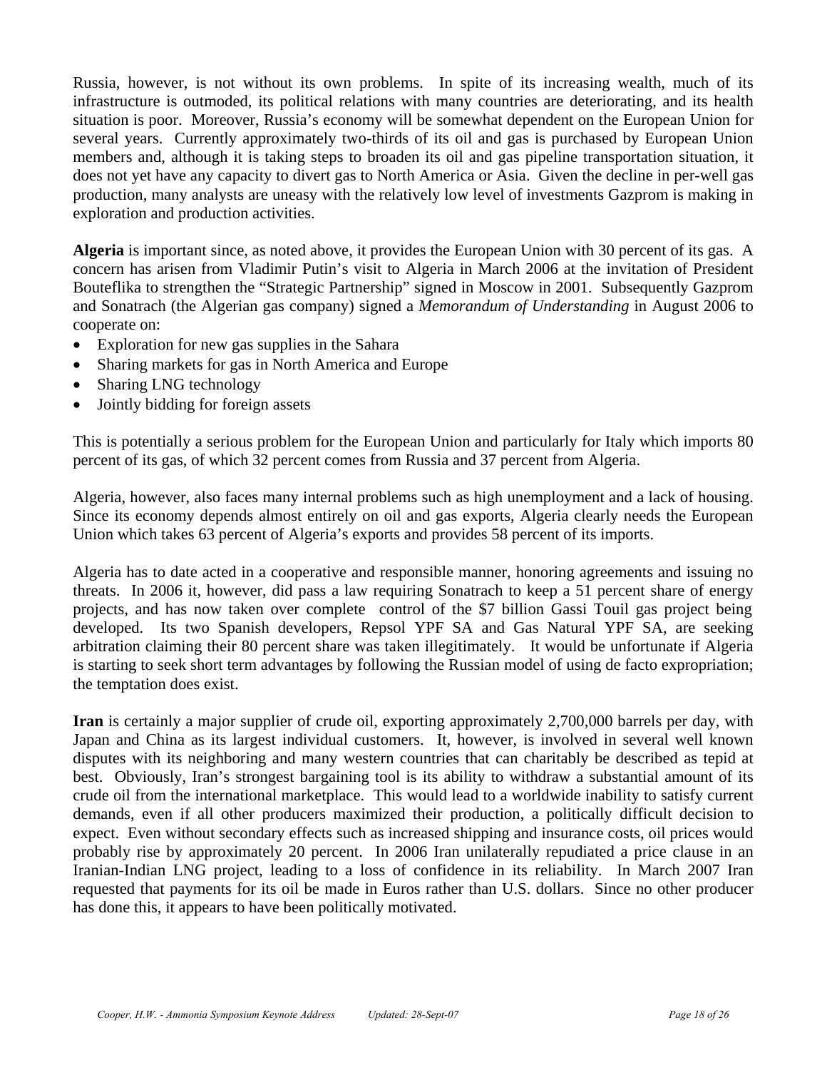Russia, however, is not without its own problems. In spite of its increasing wealth, much of its infrastructure is outmoded, its political relations with many countries are deteriorating, and its health situation is poor. Moreover, Russia's economy will be somewhat dependent on the European Union for several years. Currently approximately two-thirds of its oil and gas is purchased by European Union members and, although it is taking steps to broaden its oil and gas pipeline transportation situation, it does not yet have any capacity to divert gas to North America or Asia. Given the decline in per-well gas production, many analysts are uneasy with the relatively low level of investments Gazprom is making in exploration and production activities.

**Algeria** is important since, as noted above, it provides the European Union with 30 percent of its gas. A concern has arisen from Vladimir Putin's visit to Algeria in March 2006 at the invitation of President Bouteflika to strengthen the "Strategic Partnership" signed in Moscow in 2001. Subsequently Gazprom and Sonatrach (the Algerian gas company) signed a *Memorandum of Understanding* in August 2006 to cooperate on:

- Exploration for new gas supplies in the Sahara
- Sharing markets for gas in North America and Europe
- Sharing LNG technology
- Jointly bidding for foreign assets

This is potentially a serious problem for the European Union and particularly for Italy which imports 80 percent of its gas, of which 32 percent comes from Russia and 37 percent from Algeria.

Algeria, however, also faces many internal problems such as high unemployment and a lack of housing. Since its economy depends almost entirely on oil and gas exports, Algeria clearly needs the European Union which takes 63 percent of Algeria's exports and provides 58 percent of its imports.

Algeria has to date acted in a cooperative and responsible manner, honoring agreements and issuing no threats. In 2006 it, however, did pass a law requiring Sonatrach to keep a 51 percent share of energy projects, and has now taken over complete control of the $7 billion Gassi Touil gas project being developed. Its two Spanish developers, Repsol YPF SA and Gas Natural YPF SA, are seeking arbitration claiming their 80 percent share was taken illegitimately. It would be unfortunate if Algeria is starting to seek short term advantages by following the Russian model of using de facto expropriation; the temptation does exist.

**Iran** is certainly a major supplier of crude oil, exporting approximately 2,700,000 barrels per day, with Japan and China as its largest individual customers. It, however, is involved in several well known disputes with its neighboring and many western countries that can charitably be described as tepid at best. Obviously, Iran's strongest bargaining tool is its ability to withdraw a substantial amount of its crude oil from the international marketplace. This would lead to a worldwide inability to satisfy current demands, even if all other producers maximized their production, a politically difficult decision to expect. Even without secondary effects such as increased shipping and insurance costs, oil prices would probably rise by approximately 20 percent. In 2006 Iran unilaterally repudiated a price clause in an Iranian-Indian LNG project, leading to a loss of confidence in its reliability. In March 2007 Iran requested that payments for its oil be made in Euros rather than U.S. dollars. Since no other producer has done this, it appears to have been politically motivated.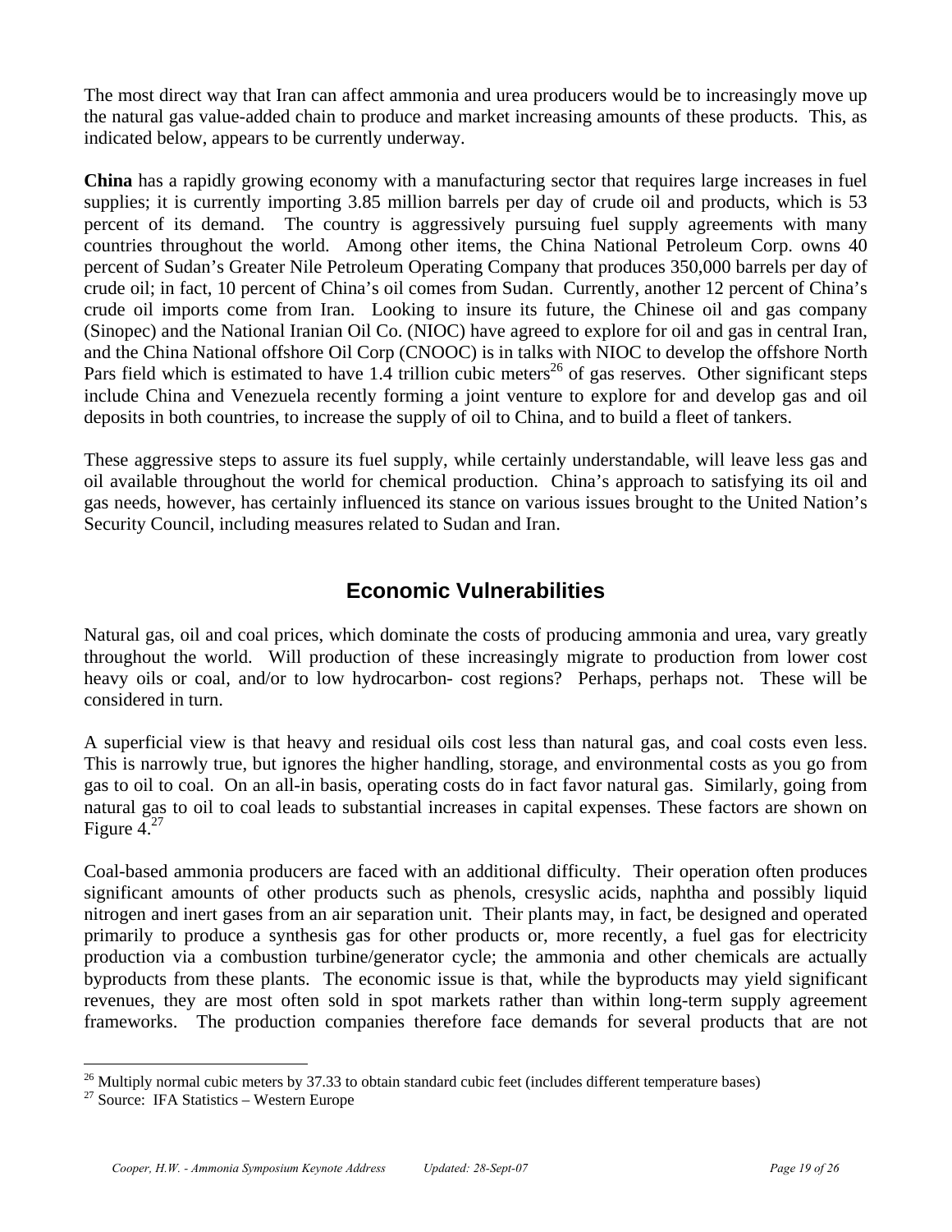The most direct way that Iran can affect ammonia and urea producers would be to increasingly move up the natural gas value-added chain to produce and market increasing amounts of these products. This, as indicated below, appears to be currently underway.

**China** has a rapidly growing economy with a manufacturing sector that requires large increases in fuel supplies; it is currently importing 3.85 million barrels per day of crude oil and products, which is 53 percent of its demand. The country is aggressively pursuing fuel supply agreements with many countries throughout the world. Among other items, the China National Petroleum Corp. owns 40 percent of Sudan's Greater Nile Petroleum Operating Company that produces 350,000 barrels per day of crude oil; in fact, 10 percent of China's oil comes from Sudan. Currently, another 12 percent of China's crude oil imports come from Iran. Looking to insure its future, the Chinese oil and gas company (Sinopec) and the National Iranian Oil Co. (NIOC) have agreed to explore for oil and gas in central Iran, and the China National offshore Oil Corp (CNOOC) is in talks with NIOC to develop the offshore North Pars field which is estimated to have 1.4 trillion cubic meters[26] of gas reserves. Other significant steps include China and Venezuela recently forming a joint venture to explore for and develop gas and oil deposits in both countries, to increase the supply of oil to China, and to build a fleet of tankers.

These aggressive steps to assure its fuel supply, while certainly understandable, will leave less gas and oil available throughout the world for chemical production. China's approach to satisfying its oil and gas needs, however, has certainly influenced its stance on various issues brought to the United Nation's Security Council, including measures related to Sudan and Iran.

## Economic Vulnerabilities

Natural gas, oil and coal prices, which dominate the costs of producing ammonia and urea, vary greatly throughout the world. Will production of these increasingly migrate to production from lower cost heavy oils or coal, and/or to low hydrocarbon- cost regions? Perhaps, perhaps not. These will be considered in turn.

A superficial view is that heavy and residual oils cost less than natural gas, and coal costs even less. This is narrowly true, but ignores the higher handling, storage, and environmental costs as you go from gas to oil to coal. On an all-in basis, operating costs do in fact favor natural gas. Similarly, going from natural gas to oil to coal leads to substantial increases in capital expenses. These factors are shown on Figure 4.[27]

Coal-based ammonia producers are faced with an additional difficulty. Their operation often produces significant amounts of other products such as phenols, cresyslic acids, naphtha and possibly liquid nitrogen and inert gases from an air separation unit. Their plants may, in fact, be designed and operated primarily to produce a synthesis gas for other products or, more recently, a fuel gas for electricity production via a combustion turbine/generator cycle; the ammonia and other chemicals are actually byproducts from these plants. The economic issue is that, while the byproducts may yield significant revenues, they are most often sold in spot markets rather than within long-term supply agreement frameworks. The production companies therefore face demands for several products that are not

---

[26] Multiply normal cubic meters by 37.33 to obtain standard cubic feet (includes different temperature bases)

[27] Source: IFA Statistics – Western Europe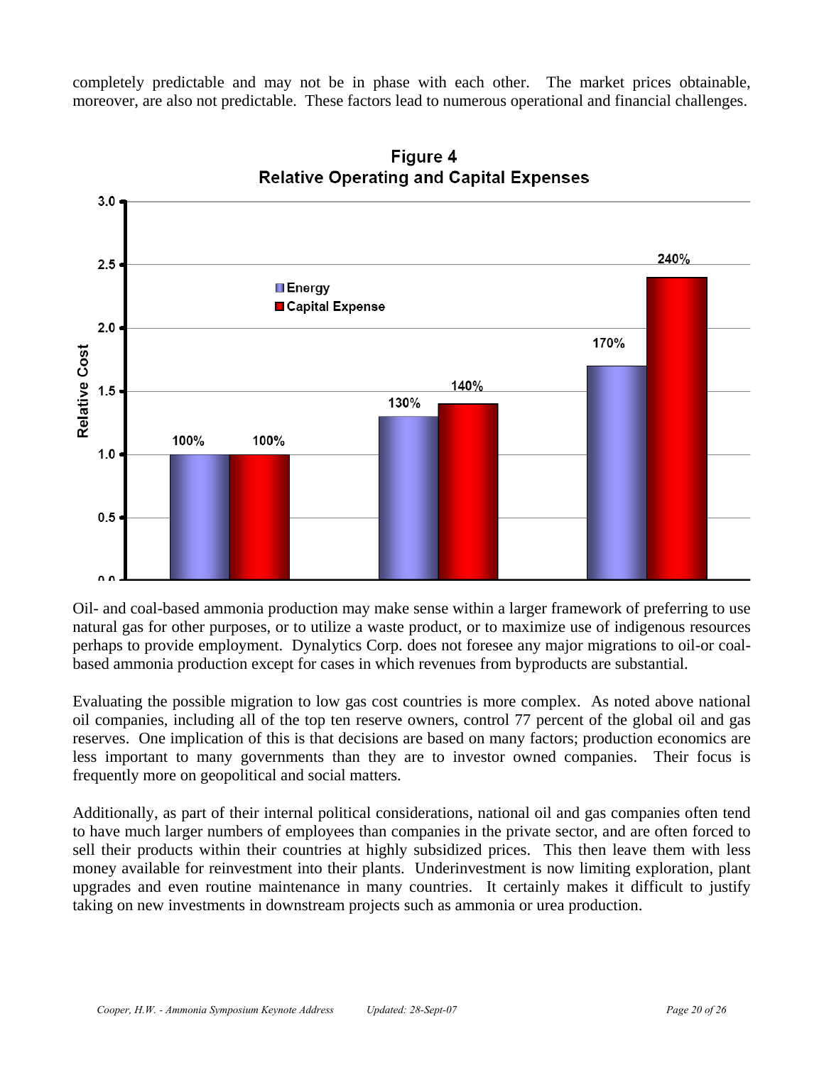completely predictable and may not be in phase with each other. The market prices obtainable, moreover, are also not predictable. These factors lead to numerous operational and financial challenges.

**Figure 4**
**Relative Operating and Capital Expenses**

| | Energy | Capital Expense |
|---|---|---|
| Group 1 | 100% | 100% |
| Group 2 | 130% | 140% |
| Group 3 | 170% | 240% |

Oil- and coal-based ammonia production may make sense within a larger framework of preferring to use natural gas for other purposes, or to utilize a waste product, or to maximize use of indigenous resources perhaps to provide employment. Dynalytics Corp. does not foresee any major migrations to oil-or coal-based ammonia production except for cases in which revenues from byproducts are substantial.

Evaluating the possible migration to low gas cost countries is more complex. As noted above national oil companies, including all of the top ten reserve owners, control 77 percent of the global oil and gas reserves. One implication of this is that decisions are based on many factors; production economics are less important to many governments than they are to investor owned companies. Their focus is frequently more on geopolitical and social matters.

Additionally, as part of their internal political considerations, national oil and gas companies often tend to have much larger numbers of employees than companies in the private sector, and are often forced to sell their products within their countries at highly subsidized prices. This then leave them with less money available for reinvestment into their plants. Underinvestment is now limiting exploration, plant upgrades and even routine maintenance in many countries. It certainly makes it difficult to justify taking on new investments in downstream projects such as ammonia or urea production.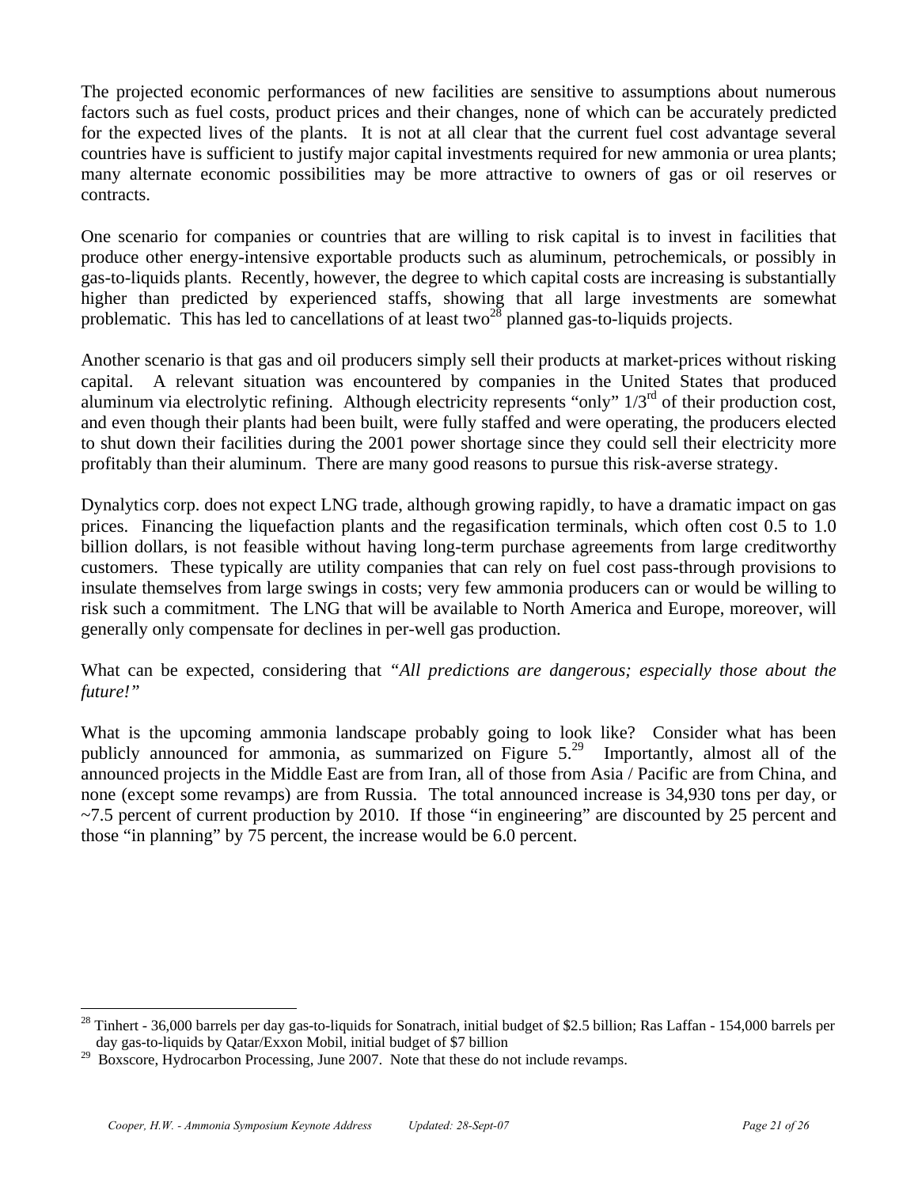The projected economic performances of new facilities are sensitive to assumptions about numerous factors such as fuel costs, product prices and their changes, none of which can be accurately predicted for the expected lives of the plants. It is not at all clear that the current fuel cost advantage several countries have is sufficient to justify major capital investments required for new ammonia or urea plants; many alternate economic possibilities may be more attractive to owners of gas or oil reserves or contracts.

One scenario for companies or countries that are willing to risk capital is to invest in facilities that produce other energy-intensive exportable products such as aluminum, petrochemicals, or possibly in gas-to-liquids plants. Recently, however, the degree to which capital costs are increasing is substantially higher than predicted by experienced staffs, showing that all large investments are somewhat problematic. This has led to cancellations of at least two[28] planned gas-to-liquids projects.

Another scenario is that gas and oil producers simply sell their products at market-prices without risking capital. A relevant situation was encountered by companies in the United States that produced aluminum via electrolytic refining. Although electricity represents "only" 1/3rd of their production cost, and even though their plants had been built, were fully staffed and were operating, the producers elected to shut down their facilities during the 2001 power shortage since they could sell their electricity more profitably than their aluminum. There are many good reasons to pursue this risk-averse strategy.

Dynalytics corp. does not expect LNG trade, although growing rapidly, to have a dramatic impact on gas prices. Financing the liquefaction plants and the regasification terminals, which often cost 0.5 to 1.0 billion dollars, is not feasible without having long-term purchase agreements from large creditworthy customers. These typically are utility companies that can rely on fuel cost pass-through provisions to insulate themselves from large swings in costs; very few ammonia producers can or would be willing to risk such a commitment. The LNG that will be available to North America and Europe, moreover, will generally only compensate for declines in per-well gas production.

What can be expected, considering that *"All predictions are dangerous; especially those about the future!"*

What is the upcoming ammonia landscape probably going to look like? Consider what has been publicly announced for ammonia, as summarized on Figure 5.[29] Importantly, almost all of the announced projects in the Middle East are from Iran, all of those from Asia / Pacific are from China, and none (except some revamps) are from Russia. The total announced increase is 34,930 tons per day, or ~7.5 percent of current production by 2010. If those "in engineering" are discounted by 25 percent and those "in planning" by 75 percent, the increase would be 6.0 percent.

[28] Tinhert - 36,000 barrels per day gas-to-liquids for Sonatrach, initial budget of $2.5 billion; Ras Laffan - 154,000 barrels per day gas-to-liquids by Qatar/Exxon Mobil, initial budget of $7 billion

[29] Boxscore, Hydrocarbon Processing, June 2007. Note that these do not include revamps.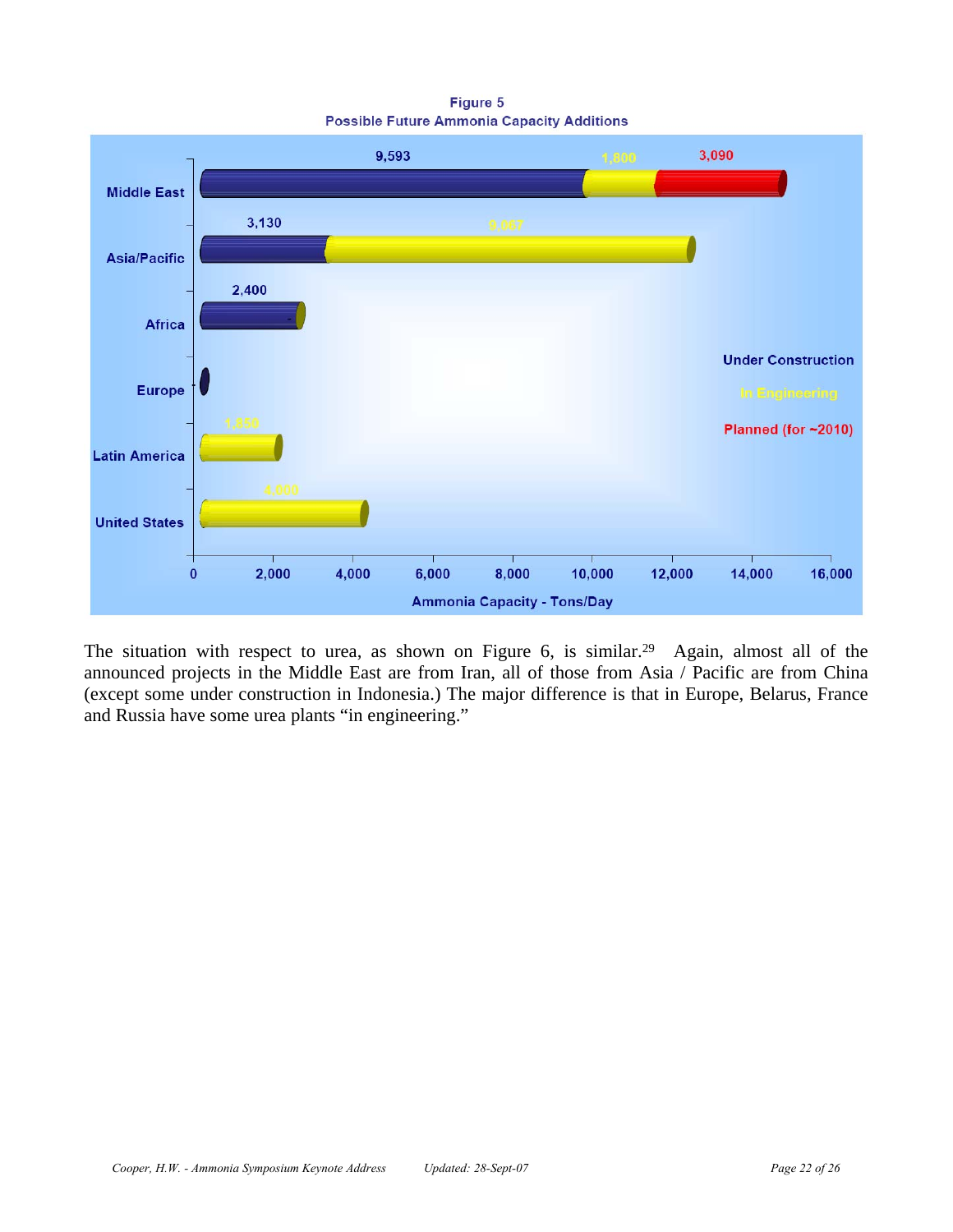**Figure 5**
**Possible Future Ammonia Capacity Additions**

| Region | Under Construction | In Engineering | Planned (for ~2010) |
|---|---|---|---|
| Middle East | 9,593 | 1,800 | 3,090 |
| Asia/Pacific | 3,130 | 9,067 | |
| Africa | 2,400 | | |
| Europe | | | |
| Latin America | | 1,850 | |
| United States | | 4,000 | |

Ammonia Capacity - Tons/Day

The situation with respect to urea, as shown on Figure 6, is similar.[29] Again, almost all of the announced projects in the Middle East are from Iran, all of those from Asia / Pacific are from China (except some under construction in Indonesia.) The major difference is that in Europe, Belarus, France and Russia have some urea plants "in engineering."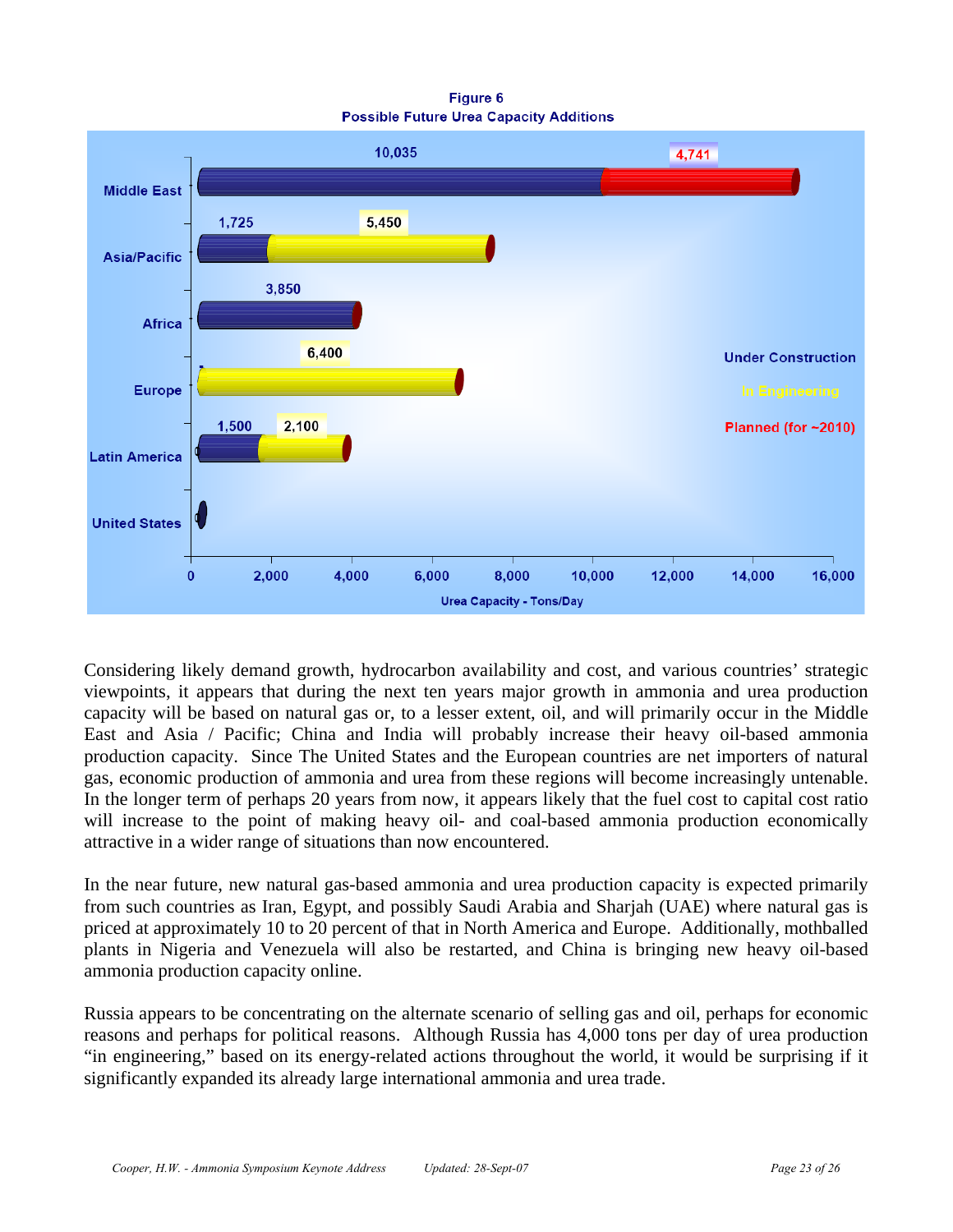**Figure 6**
**Possible Future Urea Capacity Additions**

| Region | Under Construction | In Engineering | Planned (for ~2010) |
|---|---|---|---|
| Middle East | 10,035 | | 4,741 |
| Asia/Pacific | 1,725 | 5,450 | |
| Africa | 3,850 | | |
| Europe | | 6,400 | |
| Latin America | 1,500 | 2,100 | |
| United States | | | |

Urea Capacity - Tons/Day

Considering likely demand growth, hydrocarbon availability and cost, and various countries' strategic viewpoints, it appears that during the next ten years major growth in ammonia and urea production capacity will be based on natural gas or, to a lesser extent, oil, and will primarily occur in the Middle East and Asia / Pacific; China and India will probably increase their heavy oil-based ammonia production capacity. Since The United States and the European countries are net importers of natural gas, economic production of ammonia and urea from these regions will become increasingly untenable. In the longer term of perhaps 20 years from now, it appears likely that the fuel cost to capital cost ratio will increase to the point of making heavy oil- and coal-based ammonia production economically attractive in a wider range of situations than now encountered.

In the near future, new natural gas-based ammonia and urea production capacity is expected primarily from such countries as Iran, Egypt, and possibly Saudi Arabia and Sharjah (UAE) where natural gas is priced at approximately 10 to 20 percent of that in North America and Europe. Additionally, mothballed plants in Nigeria and Venezuela will also be restarted, and China is bringing new heavy oil-based ammonia production capacity online.

Russia appears to be concentrating on the alternate scenario of selling gas and oil, perhaps for economic reasons and perhaps for political reasons. Although Russia has 4,000 tons per day of urea production "in engineering," based on its energy-related actions throughout the world, it would be surprising if it significantly expanded its already large international ammonia and urea trade.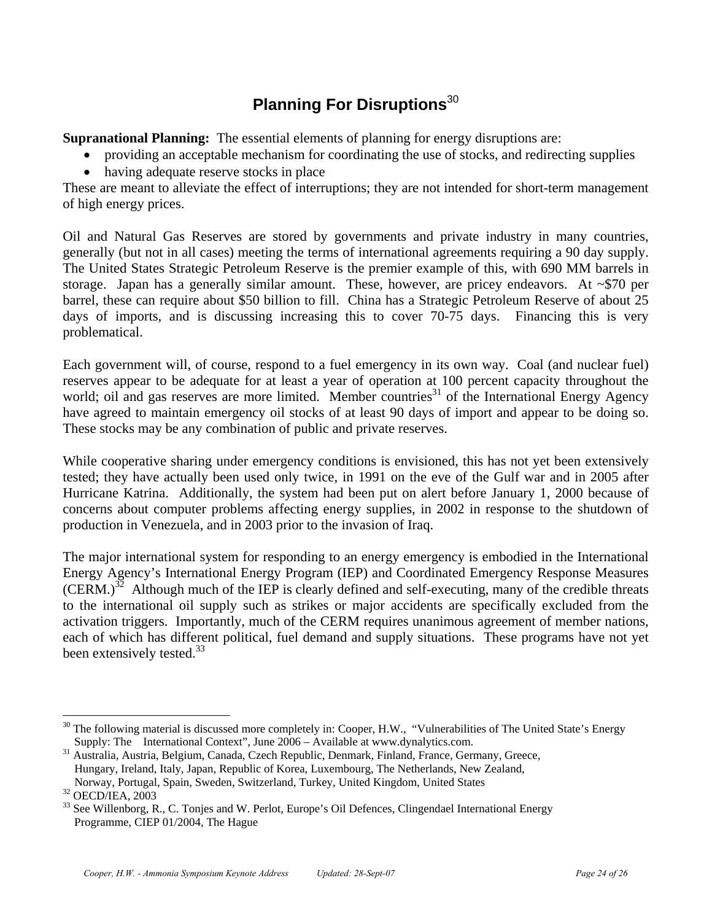# Planning For Disruptions[30]

**Supranational Planning:** The essential elements of planning for energy disruptions are:

- providing an acceptable mechanism for coordinating the use of stocks, and redirecting supplies
- having adequate reserve stocks in place

These are meant to alleviate the effect of interruptions; they are not intended for short-term management of high energy prices.

Oil and Natural Gas Reserves are stored by governments and private industry in many countries, generally (but not in all cases) meeting the terms of international agreements requiring a 90 day supply. The United States Strategic Petroleum Reserve is the premier example of this, with 690 MM barrels in storage. Japan has a generally similar amount. These, however, are pricey endeavors. At ~$70 per barrel, these can require about $50 billion to fill. China has a Strategic Petroleum Reserve of about 25 days of imports, and is discussing increasing this to cover 70-75 days. Financing this is very problematical.

Each government will, of course, respond to a fuel emergency in its own way. Coal (and nuclear fuel) reserves appear to be adequate for at least a year of operation at 100 percent capacity throughout the world; oil and gas reserves are more limited. Member countries[31] of the International Energy Agency have agreed to maintain emergency oil stocks of at least 90 days of import and appear to be doing so. These stocks may be any combination of public and private reserves.

While cooperative sharing under emergency conditions is envisioned, this has not yet been extensively tested; they have actually been used only twice, in 1991 on the eve of the Gulf war and in 2005 after Hurricane Katrina. Additionally, the system had been put on alert before January 1, 2000 because of concerns about computer problems affecting energy supplies, in 2002 in response to the shutdown of production in Venezuela, and in 2003 prior to the invasion of Iraq.

The major international system for responding to an energy emergency is embodied in the International Energy Agency's International Energy Program (IEP) and Coordinated Emergency Response Measures (CERM.)[32] Although much of the IEP is clearly defined and self-executing, many of the credible threats to the international oil supply such as strikes or major accidents are specifically excluded from the activation triggers. Importantly, much of the CERM requires unanimous agreement of member nations, each of which has different political, fuel demand and supply situations. These programs have not yet been extensively tested.[33]

---

[30] The following material is discussed more completely in: Cooper, H.W., "Vulnerabilities of The United State's Energy Supply: The International Context", June 2006 – Available at www.dynalytics.com.

[31] Australia, Austria, Belgium, Canada, Czech Republic, Denmark, Finland, France, Germany, Greece, Hungary, Ireland, Italy, Japan, Republic of Korea, Luxembourg, The Netherlands, New Zealand, Norway, Portugal, Spain, Sweden, Switzerland, Turkey, United Kingdom, United States

[32] OECD/IEA, 2003

[33] See Willenborg, R., C. Tonjes and W. Perlot, Europe's Oil Defences, Clingendael International Energy Programme, CIEP 01/2004, The Hague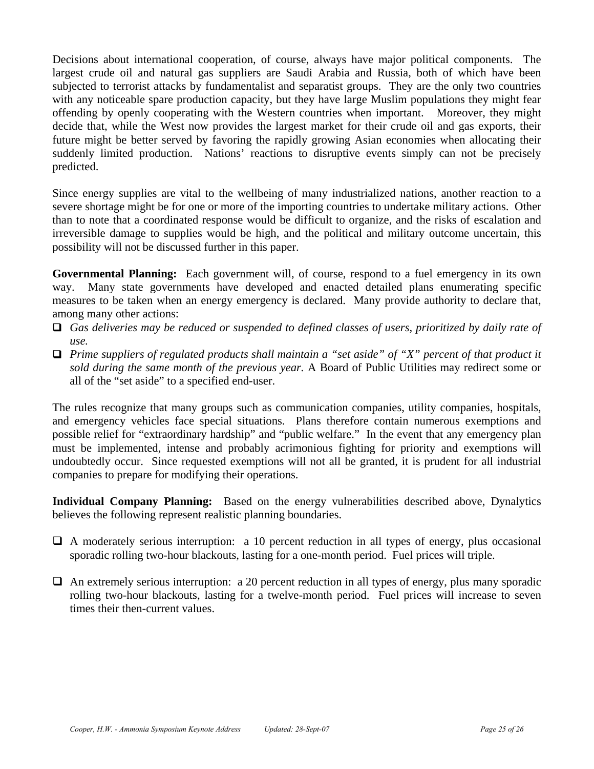Decisions about international cooperation, of course, always have major political components. The largest crude oil and natural gas suppliers are Saudi Arabia and Russia, both of which have been subjected to terrorist attacks by fundamentalist and separatist groups. They are the only two countries with any noticeable spare production capacity, but they have large Muslim populations they might fear offending by openly cooperating with the Western countries when important. Moreover, they might decide that, while the West now provides the largest market for their crude oil and gas exports, their future might be better served by favoring the rapidly growing Asian economies when allocating their suddenly limited production. Nations' reactions to disruptive events simply can not be precisely predicted.

Since energy supplies are vital to the wellbeing of many industrialized nations, another reaction to a severe shortage might be for one or more of the importing countries to undertake military actions. Other than to note that a coordinated response would be difficult to organize, and the risks of escalation and irreversible damage to supplies would be high, and the political and military outcome uncertain, this possibility will not be discussed further in this paper.

**Governmental Planning:** Each government will, of course, respond to a fuel emergency in its own way. Many state governments have developed and enacted detailed plans enumerating specific measures to be taken when an energy emergency is declared. Many provide authority to declare that, among many other actions:

- *Gas deliveries may be reduced or suspended to defined classes of users, prioritized by daily rate of use.*
- *Prime suppliers of regulated products shall maintain a "set aside" of "X" percent of that product it sold during the same month of the previous year.* A Board of Public Utilities may redirect some or all of the "set aside" to a specified end-user.

The rules recognize that many groups such as communication companies, utility companies, hospitals, and emergency vehicles face special situations. Plans therefore contain numerous exemptions and possible relief for "extraordinary hardship" and "public welfare." In the event that any emergency plan must be implemented, intense and probably acrimonious fighting for priority and exemptions will undoubtedly occur. Since requested exemptions will not all be granted, it is prudent for all industrial companies to prepare for modifying their operations.

**Individual Company Planning:** Based on the energy vulnerabilities described above, Dynalytics believes the following represent realistic planning boundaries.

- A moderately serious interruption: a 10 percent reduction in all types of energy, plus occasional sporadic rolling two-hour blackouts, lasting for a one-month period. Fuel prices will triple.

- An extremely serious interruption: a 20 percent reduction in all types of energy, plus many sporadic rolling two-hour blackouts, lasting for a twelve-month period. Fuel prices will increase to seven times their then-current values.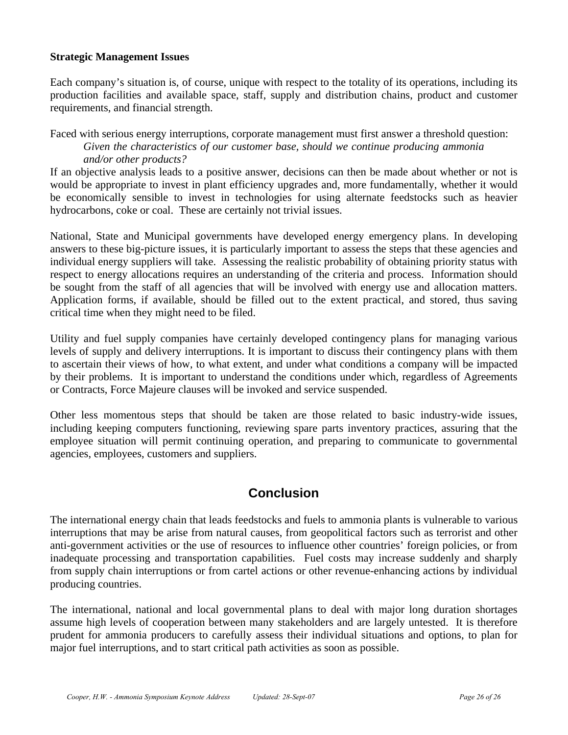**Strategic Management Issues**

Each company's situation is, of course, unique with respect to the totality of its operations, including its production facilities and available space, staff, supply and distribution chains, product and customer requirements, and financial strength.

Faced with serious energy interruptions, corporate management must first answer a threshold question:

> *Given the characteristics of our customer base, should we continue producing ammonia and/or other products?*

If an objective analysis leads to a positive answer, decisions can then be made about whether or not is would be appropriate to invest in plant efficiency upgrades and, more fundamentally, whether it would be economically sensible to invest in technologies for using alternate feedstocks such as heavier hydrocarbons, coke or coal. These are certainly not trivial issues.

National, State and Municipal governments have developed energy emergency plans. In developing answers to these big-picture issues, it is particularly important to assess the steps that these agencies and individual energy suppliers will take. Assessing the realistic probability of obtaining priority status with respect to energy allocations requires an understanding of the criteria and process. Information should be sought from the staff of all agencies that will be involved with energy use and allocation matters. Application forms, if available, should be filled out to the extent practical, and stored, thus saving critical time when they might need to be filed.

Utility and fuel supply companies have certainly developed contingency plans for managing various levels of supply and delivery interruptions. It is important to discuss their contingency plans with them to ascertain their views of how, to what extent, and under what conditions a company will be impacted by their problems. It is important to understand the conditions under which, regardless of Agreements or Contracts, Force Majeure clauses will be invoked and service suspended.

Other less momentous steps that should be taken are those related to basic industry-wide issues, including keeping computers functioning, reviewing spare parts inventory practices, assuring that the employee situation will permit continuing operation, and preparing to communicate to governmental agencies, employees, customers and suppliers.

## Conclusion

The international energy chain that leads feedstocks and fuels to ammonia plants is vulnerable to various interruptions that may be arise from natural causes, from geopolitical factors such as terrorist and other anti-government activities or the use of resources to influence other countries' foreign policies, or from inadequate processing and transportation capabilities. Fuel costs may increase suddenly and sharply from supply chain interruptions or from cartel actions or other revenue-enhancing actions by individual producing countries.

The international, national and local governmental plans to deal with major long duration shortages assume high levels of cooperation between many stakeholders and are largely untested. It is therefore prudent for ammonia producers to carefully assess their individual situations and options, to plan for major fuel interruptions, and to start critical path activities as soon as possible.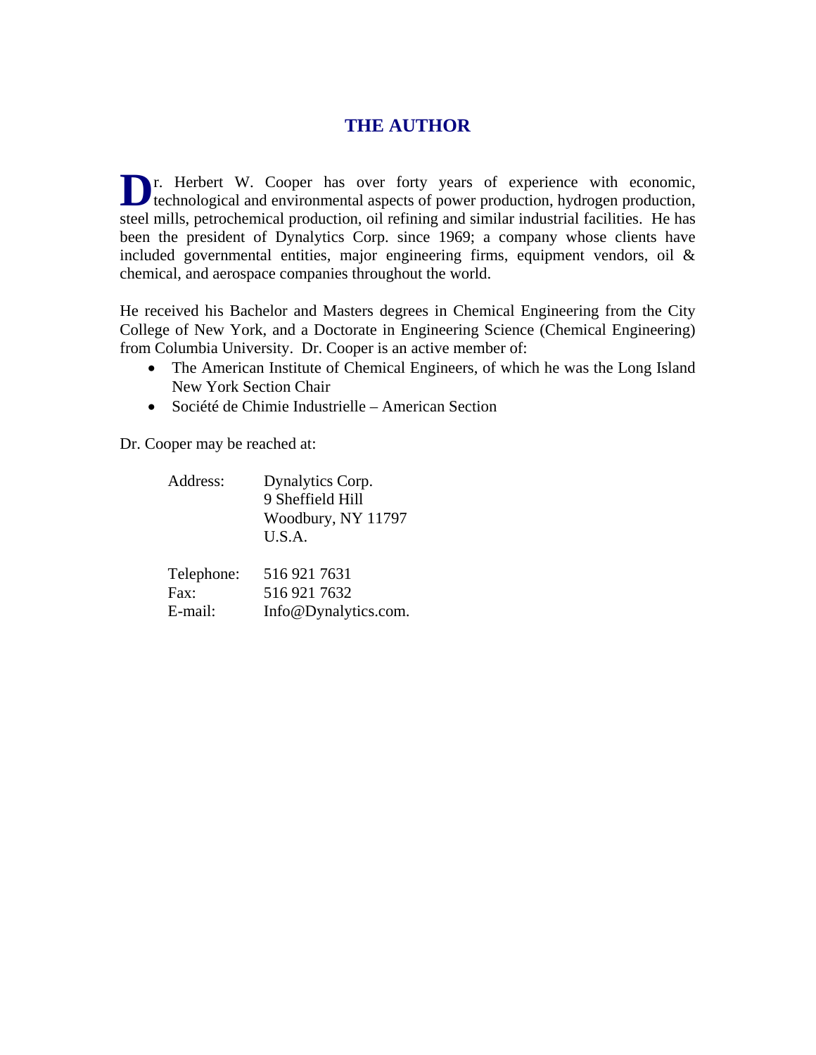# THE AUTHOR

Dr. Herbert W. Cooper has over forty years of experience with economic, technological and environmental aspects of power production, hydrogen production, steel mills, petrochemical production, oil refining and similar industrial facilities. He has been the president of Dynalytics Corp. since 1969; a company whose clients have included governmental entities, major engineering firms, equipment vendors, oil & chemical, and aerospace companies throughout the world.

He received his Bachelor and Masters degrees in Chemical Engineering from the City College of New York, and a Doctorate in Engineering Science (Chemical Engineering) from Columbia University. Dr. Cooper is an active member of:

- The American Institute of Chemical Engineers, of which he was the Long Island New York Section Chair
- Société de Chimie Industrielle – American Section

Dr. Cooper may be reached at:

| | |
|---|---|
| Address: | Dynalytics Corp.<br>9 Sheffield Hill<br>Woodbury, NY 11797<br>U.S.A. |
| Telephone: | 516 921 7631 |
| Fax: | 516 921 7632 |
| E-mail: | Info@Dynalytics.com. |